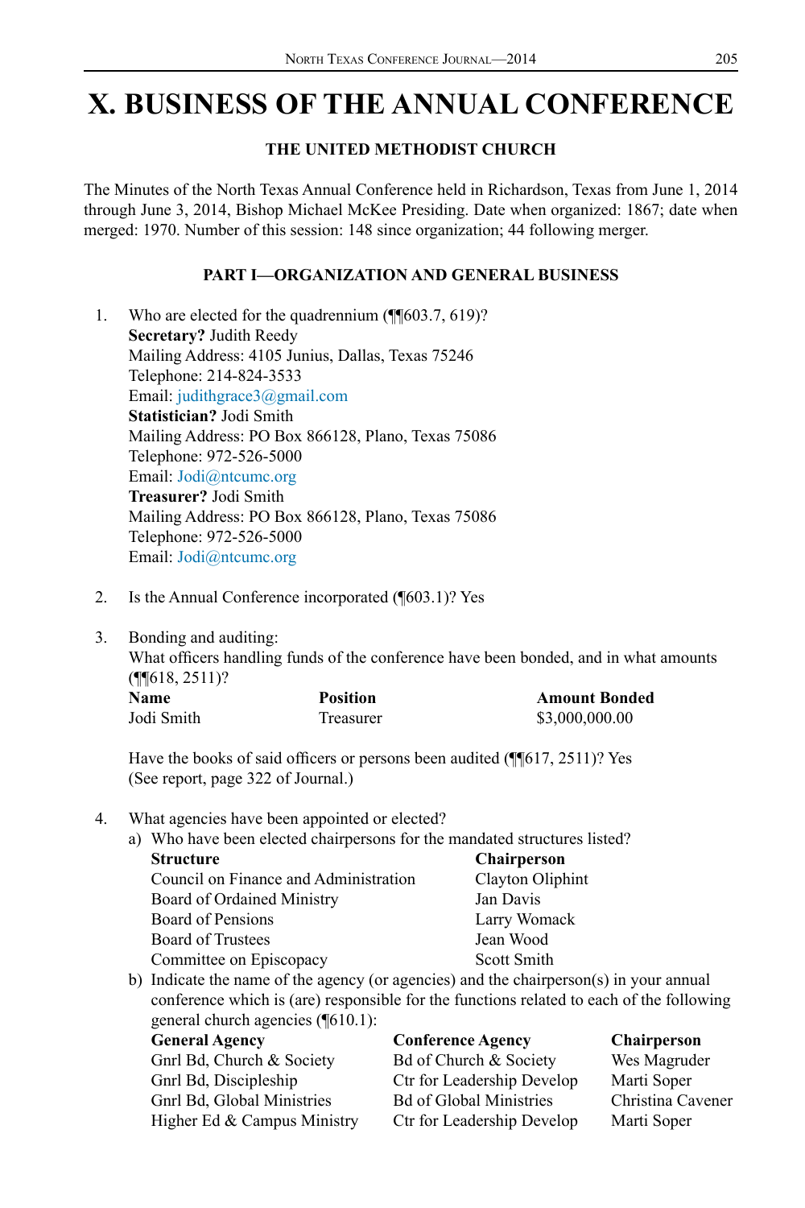# X. BUSINESS OF THE ANNUAL CONFERENCE

**THE UNITED METHODIST CHURCH**

The Minutes of the North Texas Annual Conference held in Richardson, Texas from June 1, 2014 through June 3, 2014, Bishop Michael McKee Presiding. Date when organized: 1867; date when merged: 1970. Number of this session: 148 since organization; 44 following merger.

## PART I—ORGANIZATION AND GENERAL BUSINESS

1. Who are elected for the quadrennium (¶¶603.7, 619)?
   **Secretary?** Judith Reedy
   Mailing Address: 4105 Junius, Dallas, Texas 75246
   Telephone: 214-824-3533
   Email: judithgrace3@gmail.com
   **Statistician?** Jodi Smith
   Mailing Address: PO Box 866128, Plano, Texas 75086
   Telephone: 972-526-5000
   Email: Jodi@ntcumc.org
   **Treasurer?** Jodi Smith
   Mailing Address: PO Box 866128, Plano, Texas 75086
   Telephone: 972-526-5000
   Email: Jodi@ntcumc.org

2. Is the Annual Conference incorporated (¶603.1)? Yes

3. Bonding and auditing:
   What officers handling funds of the conference have been bonded, and in what amounts (¶¶618, 2511)?

| Name | Position | Amount Bonded |
|---|---|---|
| Jodi Smith | Treasurer | $3,000,000.00 |

   Have the books of said officers or persons been audited (¶¶617, 2511)? Yes
   (See report, page 322 of Journal.)

4. What agencies have been appointed or elected?
   a) Who have been elected chairpersons for the mandated structures listed?

| Structure | Chairperson |
|---|---|
| Council on Finance and Administration | Clayton Oliphint |
| Board of Ordained Ministry | Jan Davis |
| Board of Pensions | Larry Womack |
| Board of Trustees | Jean Wood |
| Committee on Episcopacy | Scott Smith |

   b) Indicate the name of the agency (or agencies) and the chairperson(s) in your annual conference which is (are) responsible for the functions related to each of the following general church agencies (¶610.1):

| General Agency | Conference Agency | Chairperson |
|---|---|---|
| Gnrl Bd, Church & Society | Bd of Church & Society | Wes Magruder |
| Gnrl Bd, Discipleship | Ctr for Leadership Develop | Marti Soper |
| Gnrl Bd, Global Ministries | Bd of Global Ministries | Christina Cavener |
| Higher Ed & Campus Ministry | Ctr for Leadership Develop | Marti Soper |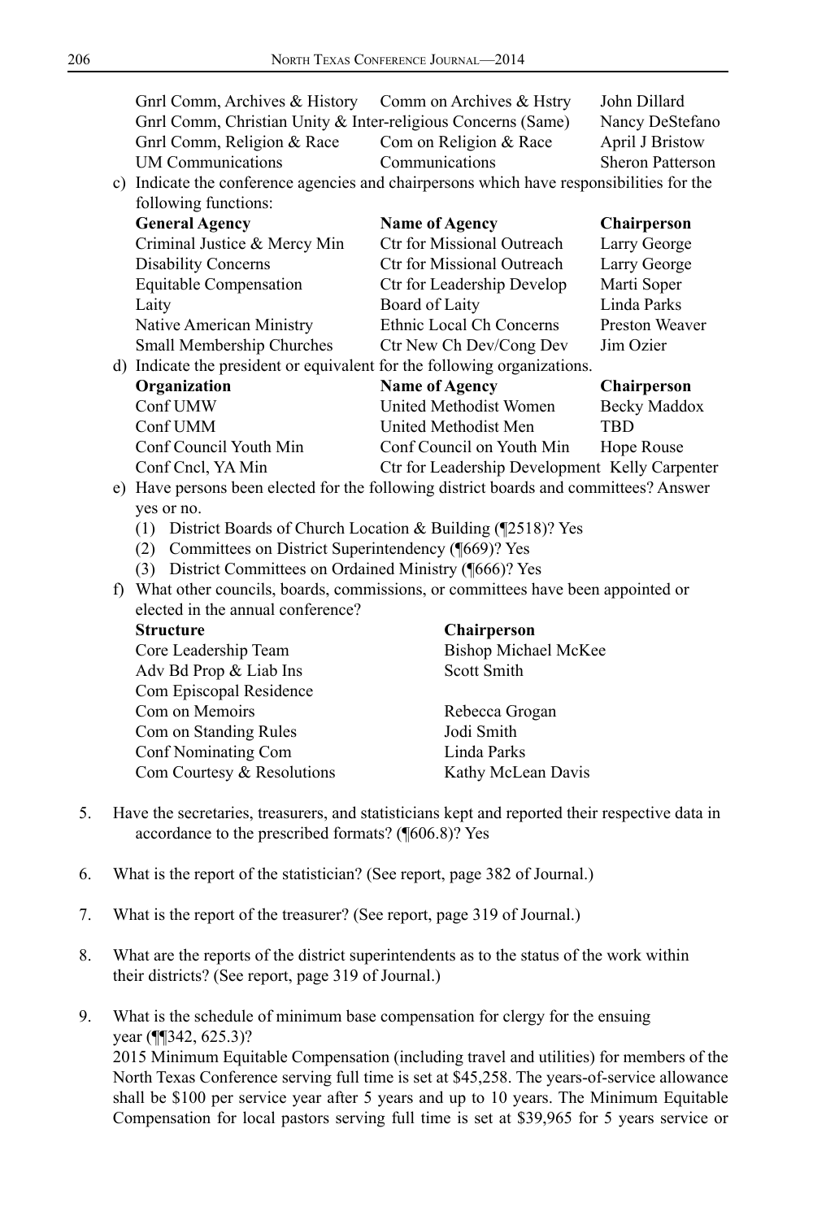| | | |
|---|---|---|
| Gnrl Comm, Archives & History | Comm on Archives & Hstry | John Dillard |
| Gnrl Comm, Christian Unity & Inter-religious Concerns (Same) | | Nancy DeStefano |
| Gnrl Comm, Religion & Race | Com on Religion & Race | April J Bristow |
| UM Communications | Communications | Sheron Patterson |

c) Indicate the conference agencies and chairpersons which have responsibilities for the following functions:

| General Agency | Name of Agency | Chairperson |
|---|---|---|
| Criminal Justice & Mercy Min | Ctr for Missional Outreach | Larry George |
| Disability Concerns | Ctr for Missional Outreach | Larry George |
| Equitable Compensation | Ctr for Leadership Develop | Marti Soper |
| Laity | Board of Laity | Linda Parks |
| Native American Ministry | Ethnic Local Ch Concerns | Preston Weaver |
| Small Membership Churches | Ctr New Ch Dev/Cong Dev | Jim Ozier |

d) Indicate the president or equivalent for the following organizations.

| Organization | Name of Agency | Chairperson |
|---|---|---|
| Conf UMW | United Methodist Women | Becky Maddox |
| Conf UMM | United Methodist Men | TBD |
| Conf Council Youth Min | Conf Council on Youth Min | Hope Rouse |
| Conf Cncl, YA Min | Ctr for Leadership Development | Kelly Carpenter |

e) Have persons been elected for the following district boards and committees? Answer yes or no.

(1) District Boards of Church Location & Building (¶2518)? Yes
(2) Committees on District Superintendency (¶669)? Yes
(3) District Committees on Ordained Ministry (¶666)? Yes

f) What other councils, boards, commissions, or committees have been appointed or elected in the annual conference?

| Structure | Chairperson |
|---|---|
| Core Leadership Team | Bishop Michael McKee |
| Adv Bd Prop & Liab Ins | Scott Smith |
| Com Episcopal Residence | |
| Com on Memoirs | Rebecca Grogan |
| Com on Standing Rules | Jodi Smith |
| Conf Nominating Com | Linda Parks |
| Com Courtesy & Resolutions | Kathy McLean Davis |

5. Have the secretaries, treasurers, and statisticians kept and reported their respective data in accordance to the prescribed formats? (¶606.8)? Yes

6. What is the report of the statistician? (See report, page 382 of Journal.)

7. What is the report of the treasurer? (See report, page 319 of Journal.)

8. What are the reports of the district superintendents as to the status of the work within their districts? (See report, page 319 of Journal.)

9. What is the schedule of minimum base compensation for clergy for the ensuing year (¶¶342, 625.3)?
2015 Minimum Equitable Compensation (including travel and utilities) for members of the North Texas Conference serving full time is set at $45,258. The years-of-service allowance shall be $100 per service year after 5 years and up to 10 years. The Minimum Equitable Compensation for local pastors serving full time is set at $39,965 for 5 years service or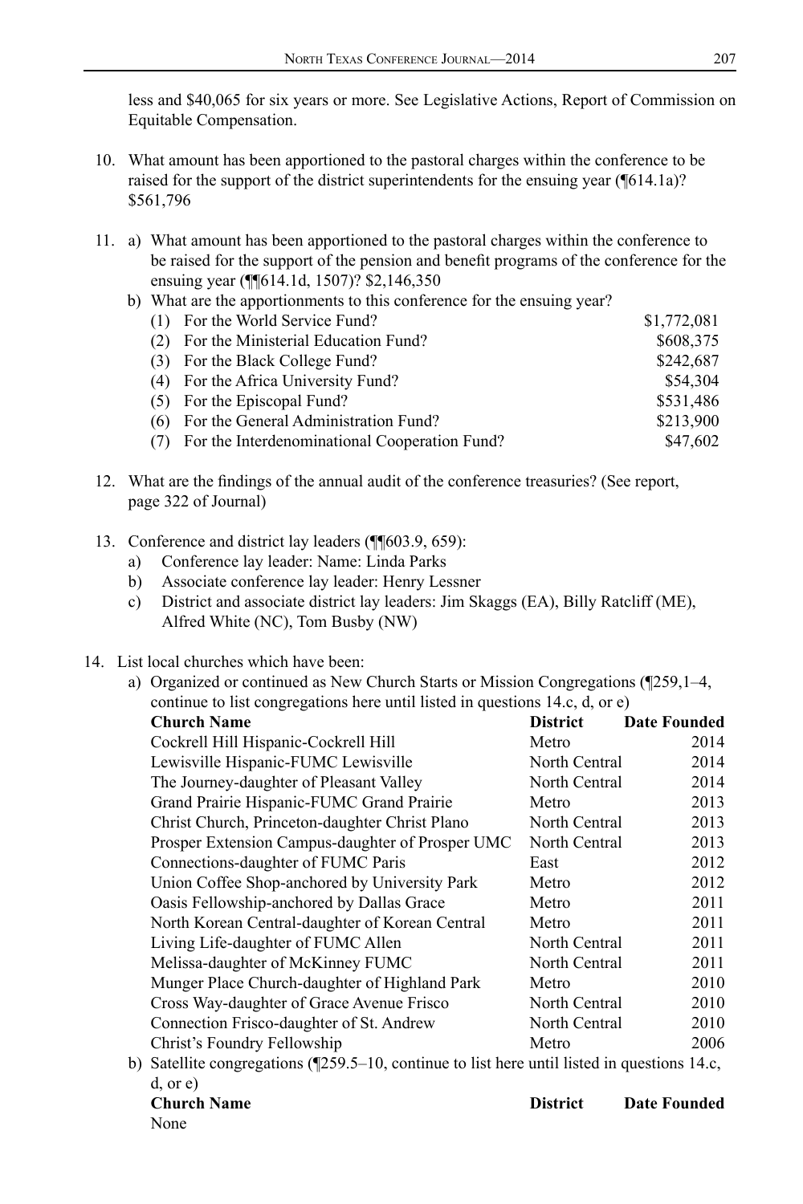less and $40,065 for six years or more. See Legislative Actions, Report of Commission on Equitable Compensation.

10. What amount has been apportioned to the pastoral charges within the conference to be raised for the support of the district superintendents for the ensuing year (¶614.1a)? $561,796

11. a) What amount has been apportioned to the pastoral charges within the conference to be raised for the support of the pension and benefit programs of the conference for the ensuing year (¶¶614.1d, 1507)? $2,146,350

    b) What are the apportionments to this conference for the ensuing year?

| | | |
|---|---|---|
| (1) | For the World Service Fund? | $1,772,081 |
| (2) | For the Ministerial Education Fund? | $608,375 |
| (3) | For the Black College Fund? | $242,687 |
| (4) | For the Africa University Fund? | $54,304 |
| (5) | For the Episcopal Fund? | $531,486 |
| (6) | For the General Administration Fund? | $213,900 |
| (7) | For the Interdenominational Cooperation Fund? | $47,602 |

12. What are the findings of the annual audit of the conference treasuries? (See report, page 322 of Journal)

13. Conference and district lay leaders (¶¶603.9, 659):
    a) Conference lay leader: Name: Linda Parks
    b) Associate conference lay leader: Henry Lessner
    c) District and associate district lay leaders: Jim Skaggs (EA), Billy Ratcliff (ME), Alfred White (NC), Tom Busby (NW)

14. List local churches which have been:
    a) Organized or continued as New Church Starts or Mission Congregations (¶259,1–4, continue to list congregations here until listed in questions 14.c, d, or e)

| Church Name | District | Date Founded |
|---|---|---|
| Cockrell Hill Hispanic-Cockrell Hill | Metro | 2014 |
| Lewisville Hispanic-FUMC Lewisville | North Central | 2014 |
| The Journey-daughter of Pleasant Valley | North Central | 2014 |
| Grand Prairie Hispanic-FUMC Grand Prairie | Metro | 2013 |
| Christ Church, Princeton-daughter Christ Plano | North Central | 2013 |
| Prosper Extension Campus-daughter of Prosper UMC | North Central | 2013 |
| Connections-daughter of FUMC Paris | East | 2012 |
| Union Coffee Shop-anchored by University Park | Metro | 2012 |
| Oasis Fellowship-anchored by Dallas Grace | Metro | 2011 |
| North Korean Central-daughter of Korean Central | Metro | 2011 |
| Living Life-daughter of FUMC Allen | North Central | 2011 |
| Melissa-daughter of McKinney FUMC | North Central | 2011 |
| Munger Place Church-daughter of Highland Park | Metro | 2010 |
| Cross Way-daughter of Grace Avenue Frisco | North Central | 2010 |
| Connection Frisco-daughter of St. Andrew | North Central | 2010 |
| Christ's Foundry Fellowship | Metro | 2006 |

    b) Satellite congregations (¶259.5–10, continue to list here until listed in questions 14.c, d, or e)

| Church Name | District | Date Founded |
|---|---|---|
| None | | |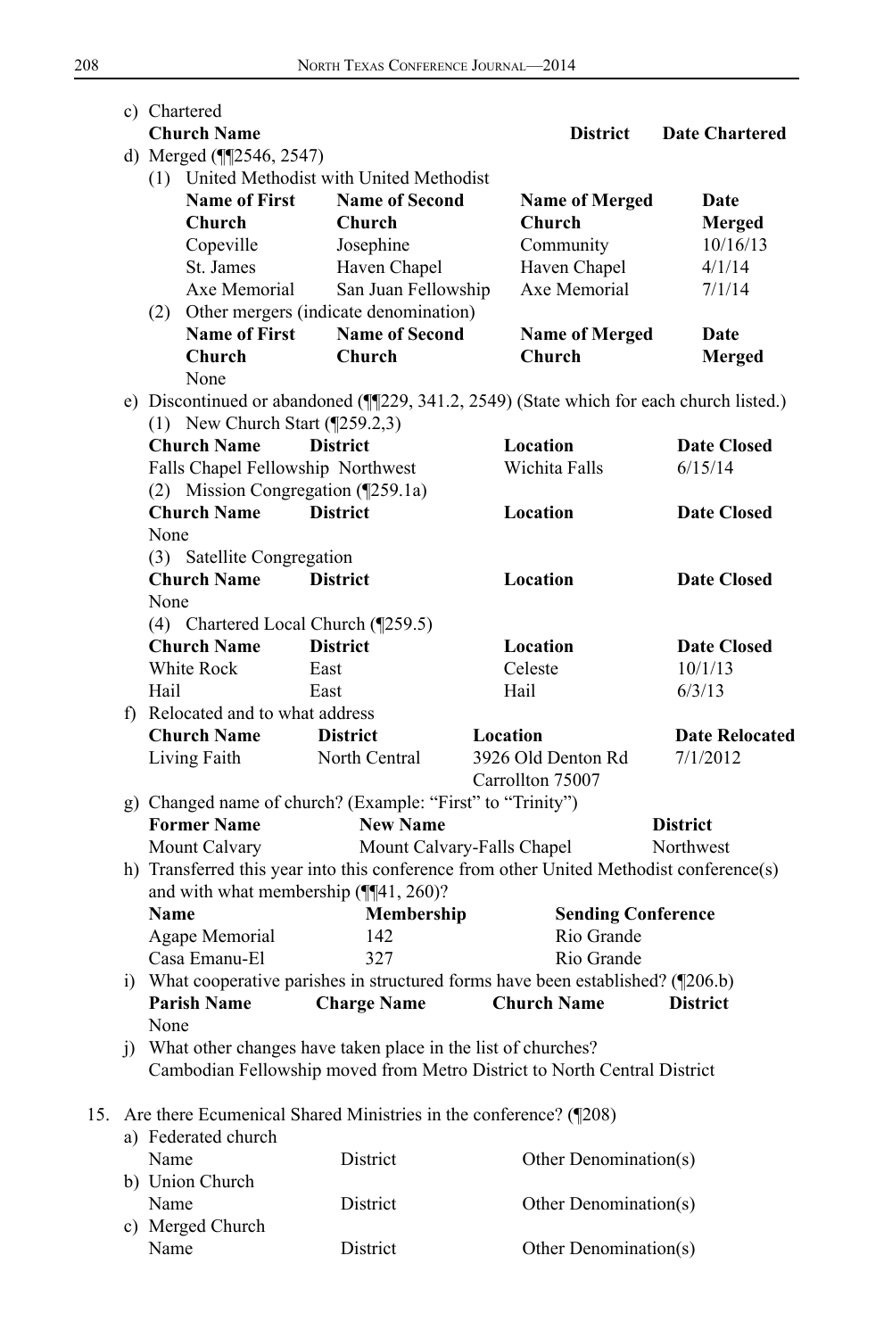c) Chartered

| Church Name | District | Date Chartered |
|---|---|---|

d) Merged (¶¶2546, 2547)

(1) United Methodist with United Methodist

| Name of First Church | Name of Second Church | Name of Merged Church | Date Merged |
|---|---|---|---|
| Copeville | Josephine | Community | 10/16/13 |
| St. James | Haven Chapel | Haven Chapel | 4/1/14 |
| Axe Memorial | San Juan Fellowship | Axe Memorial | 7/1/14 |

(2) Other mergers (indicate denomination)

| Name of First Church | Name of Second Church | Name of Merged Church | Date Merged |
|---|---|---|---|
| None | | | |

e) Discontinued or abandoned (¶¶229, 341.2, 2549) (State which for each church listed.)

(1) New Church Start (¶259.2,3)

| Church Name | District | Location | Date Closed |
|---|---|---|---|
| Falls Chapel Fellowship | Northwest | Wichita Falls | 6/15/14 |

(2) Mission Congregation (¶259.1a)

| Church Name | District | Location | Date Closed |
|---|---|---|---|
| None | | | |

(3) Satellite Congregation

| Church Name | District | Location | Date Closed |
|---|---|---|---|
| None | | | |

(4) Chartered Local Church (¶259.5)

| Church Name | District | Location | Date Closed |
|---|---|---|---|
| White Rock | East | Celeste | 10/1/13 |
| Hail | East | Hail | 6/3/13 |

f) Relocated and to what address

| Church Name | District | Location | Date Relocated |
|---|---|---|---|
| Living Faith | North Central | 3926 Old Denton Rd Carrollton 75007 | 7/1/2012 |

g) Changed name of church? (Example: "First" to "Trinity")

| Former Name | New Name | District |
|---|---|---|
| Mount Calvary | Mount Calvary-Falls Chapel | Northwest |

h) Transferred this year into this conference from other United Methodist conference(s) and with what membership (¶¶41, 260)?

| Name | Membership | Sending Conference |
|---|---|---|
| Agape Memorial | 142 | Rio Grande |
| Casa Emanu-El | 327 | Rio Grande |

i) What cooperative parishes in structured forms have been established? (¶206.b)

| Parish Name | Charge Name | Church Name | District |
|---|---|---|---|
| None | | | |

j) What other changes have taken place in the list of churches?
Cambodian Fellowship moved from Metro District to North Central District

15. Are there Ecumenical Shared Ministries in the conference? (¶208)

a) Federated church

| Name | District | Other Denomination(s) |
|---|---|---|

b) Union Church

| Name | District | Other Denomination(s) |
|---|---|---|

c) Merged Church

| Name | District | Other Denomination(s) |
|---|---|---|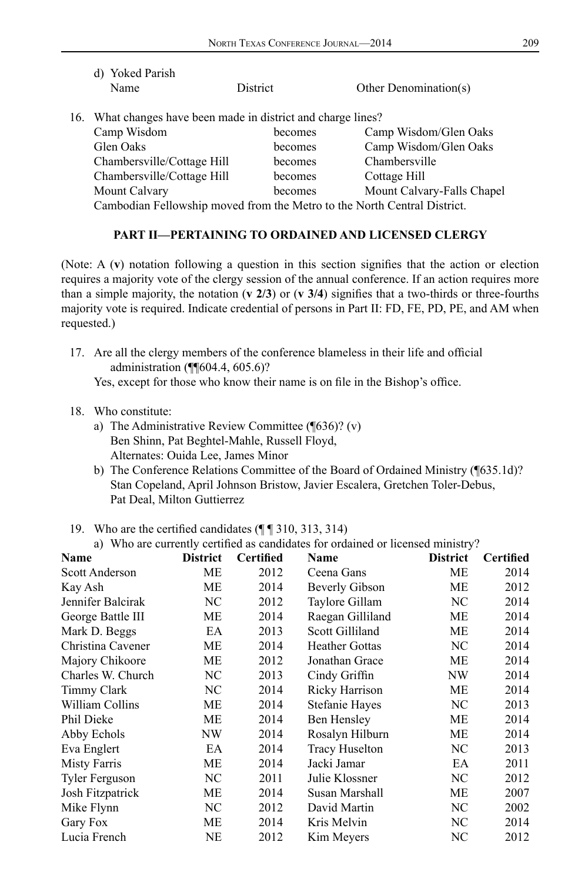d) Yoked Parish

| Name | District | Other Denomination(s) |
|---|---|---|

16. What changes have been made in district and charge lines?

| | | |
|---|---|---|
| Camp Wisdom | becomes | Camp Wisdom/Glen Oaks |
| Glen Oaks | becomes | Camp Wisdom/Glen Oaks |
| Chambersville/Cottage Hill | becomes | Chambersville |
| Chambersville/Cottage Hill | becomes | Cottage Hill |
| Mount Calvary | becomes | Mount Calvary-Falls Chapel |

Cambodian Fellowship moved from the Metro to the North Central District.

## PART II—PERTAINING TO ORDAINED AND LICENSED CLERGY

(Note: A (**v**) notation following a question in this section signifies that the action or election requires a majority vote of the clergy session of the annual conference. If an action requires more than a simple majority, the notation (**v 2/3**) or (**v 3/4**) signifies that a two-thirds or three-fourths majority vote is required. Indicate credential of persons in Part II: FD, FE, PD, PE, and AM when requested.)

17. Are all the clergy members of the conference blameless in their life and official administration (¶¶604.4, 605.6)?
    Yes, except for those who know their name is on file in the Bishop's office.

18. Who constitute:
    a) The Administrative Review Committee (¶636)? (v)
       Ben Shinn, Pat Beghtel-Mahle, Russell Floyd,
       Alternates: Ouida Lee, James Minor
    b) The Conference Relations Committee of the Board of Ordained Ministry (¶635.1d)?
       Stan Copeland, April Johnson Bristow, Javier Escalera, Gretchen Toler-Debus, Pat Deal, Milton Guttierrez

19. Who are the certified candidates (¶ ¶ 310, 313, 314)
    a) Who are currently certified as candidates for ordained or licensed ministry?

| Name | District | Certified | Name | District | Certified |
|---|---|---|---|---|---|
| Scott Anderson | ME | 2012 | Ceena Gans | ME | 2014 |
| Kay Ash | ME | 2014 | Beverly Gibson | ME | 2012 |
| Jennifer Balcirak | NC | 2012 | Taylore Gillam | NC | 2014 |
| George Battle III | ME | 2014 | Raegan Gilliland | ME | 2014 |
| Mark D. Beggs | EA | 2013 | Scott Gilliland | ME | 2014 |
| Christina Cavener | ME | 2014 | Heather Gottas | NC | 2014 |
| Majory Chikoore | ME | 2012 | Jonathan Grace | ME | 2014 |
| Charles W. Church | NC | 2013 | Cindy Griffin | NW | 2014 |
| Timmy Clark | NC | 2014 | Ricky Harrison | ME | 2014 |
| William Collins | ME | 2014 | Stefanie Hayes | NC | 2013 |
| Phil Dieke | ME | 2014 | Ben Hensley | ME | 2014 |
| Abby Echols | NW | 2014 | Rosalyn Hilburn | ME | 2014 |
| Eva Englert | EA | 2014 | Tracy Huselton | NC | 2013 |
| Misty Farris | ME | 2014 | Jacki Jamar | EA | 2011 |
| Tyler Ferguson | NC | 2011 | Julie Klossner | NC | 2012 |
| Josh Fitzpatrick | ME | 2014 | Susan Marshall | ME | 2007 |
| Mike Flynn | NC | 2012 | David Martin | NC | 2002 |
| Gary Fox | ME | 2014 | Kris Melvin | NC | 2014 |
| Lucia French | NE | 2012 | Kim Meyers | NC | 2012 |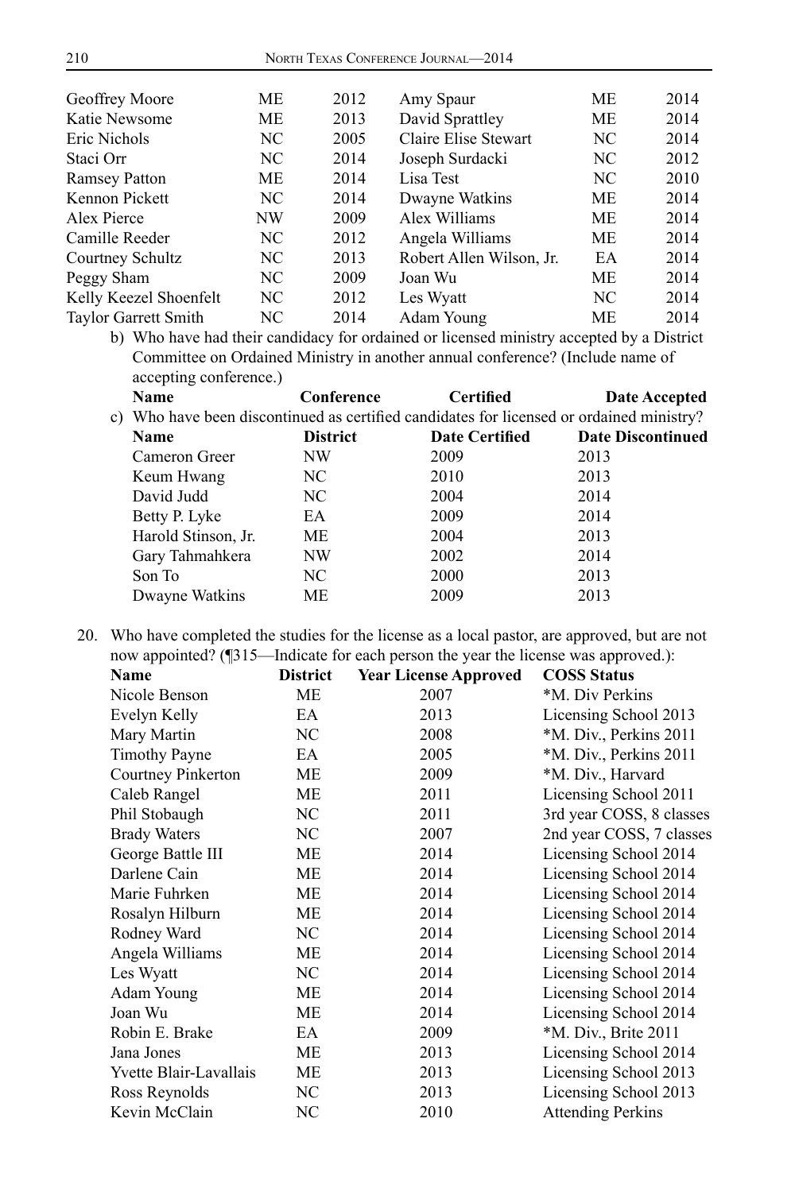| | | | | | |
|---|---|---|---|---|---|
| Geoffrey Moore | ME | 2012 | Amy Spaur | ME | 2014 |
| Katie Newsome | ME | 2013 | David Sprattley | ME | 2014 |
| Eric Nichols | NC | 2005 | Claire Elise Stewart | NC | 2014 |
| Staci Orr | NC | 2014 | Joseph Surdacki | NC | 2012 |
| Ramsey Patton | ME | 2014 | Lisa Test | NC | 2010 |
| Kennon Pickett | NC | 2014 | Dwayne Watkins | ME | 2014 |
| Alex Pierce | NW | 2009 | Alex Williams | ME | 2014 |
| Camille Reeder | NC | 2012 | Angela Williams | ME | 2014 |
| Courtney Schultz | NC | 2013 | Robert Allen Wilson, Jr. | EA | 2014 |
| Peggy Sham | NC | 2009 | Joan Wu | ME | 2014 |
| Kelly Keezel Shoenfelt | NC | 2012 | Les Wyatt | NC | 2014 |
| Taylor Garrett Smith | NC | 2014 | Adam Young | ME | 2014 |

b) Who have had their candidacy for ordained or licensed ministry accepted by a District Committee on Ordained Ministry in another annual conference? (Include name of accepting conference.)

| Name | Conference | Certified | Date Accepted |
|---|---|---|---|

c) Who have been discontinued as certified candidates for licensed or ordained ministry?

| Name | District | Date Certified | Date Discontinued |
|---|---|---|---|
| Cameron Greer | NW | 2009 | 2013 |
| Keum Hwang | NC | 2010 | 2013 |
| David Judd | NC | 2004 | 2014 |
| Betty P. Lyke | EA | 2009 | 2014 |
| Harold Stinson, Jr. | ME | 2004 | 2013 |
| Gary Tahmahkera | NW | 2002 | 2014 |
| Son To | NC | 2000 | 2013 |
| Dwayne Watkins | ME | 2009 | 2013 |

20. Who have completed the studies for the license as a local pastor, are approved, but are not now appointed? (¶315—Indicate for each person the year the license was approved.):

| Name | District | Year License Approved | COSS Status |
|---|---|---|---|
| Nicole Benson | ME | 2007 | *M. Div Perkins |
| Evelyn Kelly | EA | 2013 | Licensing School 2013 |
| Mary Martin | NC | 2008 | *M. Div., Perkins 2011 |
| Timothy Payne | EA | 2005 | *M. Div., Perkins 2011 |
| Courtney Pinkerton | ME | 2009 | *M. Div., Harvard |
| Caleb Rangel | ME | 2011 | Licensing School 2011 |
| Phil Stobaugh | NC | 2011 | 3rd year COSS, 8 classes |
| Brady Waters | NC | 2007 | 2nd year COSS, 7 classes |
| George Battle III | ME | 2014 | Licensing School 2014 |
| Darlene Cain | ME | 2014 | Licensing School 2014 |
| Marie Fuhrken | ME | 2014 | Licensing School 2014 |
| Rosalyn Hilburn | ME | 2014 | Licensing School 2014 |
| Rodney Ward | NC | 2014 | Licensing School 2014 |
| Angela Williams | ME | 2014 | Licensing School 2014 |
| Les Wyatt | NC | 2014 | Licensing School 2014 |
| Adam Young | ME | 2014 | Licensing School 2014 |
| Joan Wu | ME | 2014 | Licensing School 2014 |
| Robin E. Brake | EA | 2009 | *M. Div., Brite 2011 |
| Jana Jones | ME | 2013 | Licensing School 2014 |
| Yvette Blair-Lavallais | ME | 2013 | Licensing School 2013 |
| Ross Reynolds | NC | 2013 | Licensing School 2013 |
| Kevin McClain | NC | 2010 | Attending Perkins |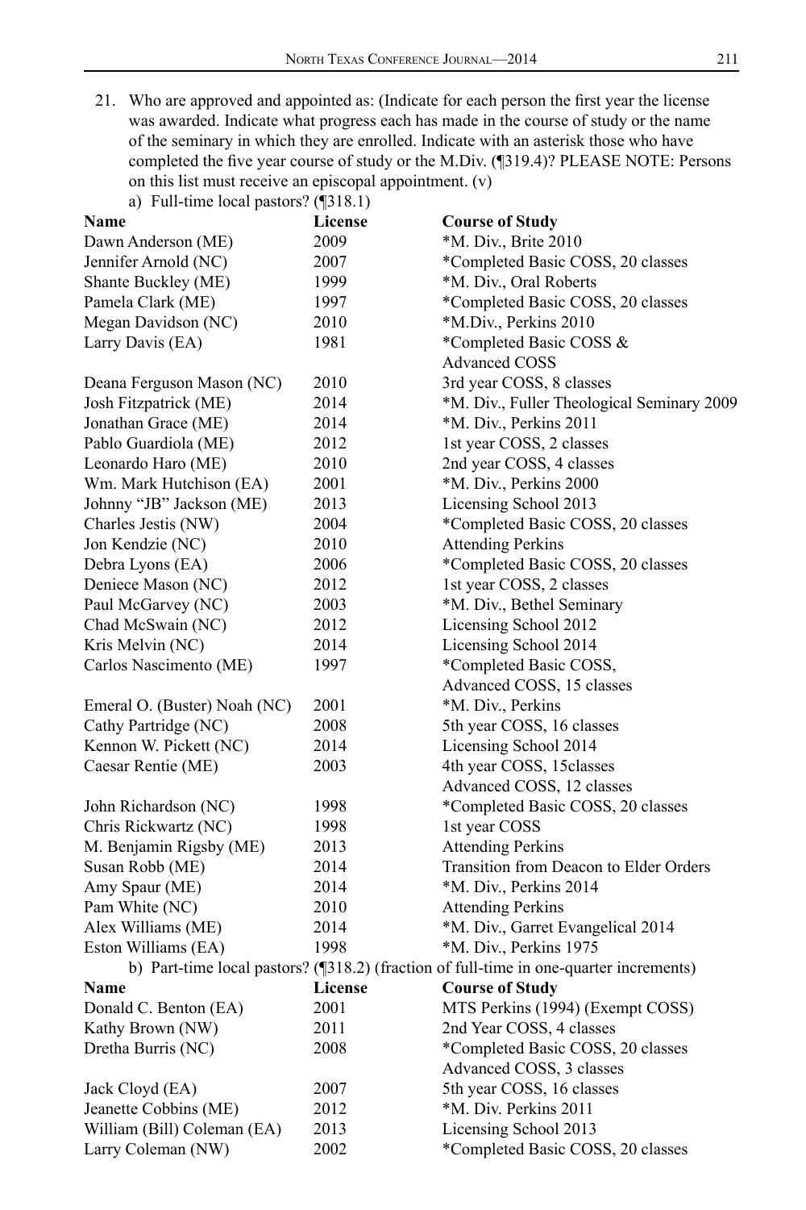21. Who are approved and appointed as: (Indicate for each person the first year the license was awarded. Indicate what progress each has made in the course of study or the name of the seminary in which they are enrolled. Indicate with an asterisk those who have completed the five year course of study or the M.Div. (¶319.4)? PLEASE NOTE: Persons on this list must receive an episcopal appointment. (v)

a) Full-time local pastors? (¶318.1)

| Name | License | Course of Study |
|---|---|---|
| Dawn Anderson (ME) | 2009 | *M. Div., Brite 2010 |
| Jennifer Arnold (NC) | 2007 | *Completed Basic COSS, 20 classes |
| Shante Buckley (ME) | 1999 | *M. Div., Oral Roberts |
| Pamela Clark (ME) | 1997 | *Completed Basic COSS, 20 classes |
| Megan Davidson (NC) | 2010 | *M.Div., Perkins 2010 |
| Larry Davis (EA) | 1981 | *Completed Basic COSS & Advanced COSS |
| Deana Ferguson Mason (NC) | 2010 | 3rd year COSS, 8 classes |
| Josh Fitzpatrick (ME) | 2014 | *M. Div., Fuller Theological Seminary 2009 |
| Jonathan Grace (ME) | 2014 | *M. Div., Perkins 2011 |
| Pablo Guardiola (ME) | 2012 | 1st year COSS, 2 classes |
| Leonardo Haro (ME) | 2010 | 2nd year COSS, 4 classes |
| Wm. Mark Hutchison (EA) | 2001 | *M. Div., Perkins 2000 |
| Johnny "JB" Jackson (ME) | 2013 | Licensing School 2013 |
| Charles Jestis (NW) | 2004 | *Completed Basic COSS, 20 classes |
| Jon Kendzie (NC) | 2010 | Attending Perkins |
| Debra Lyons (EA) | 2006 | *Completed Basic COSS, 20 classes |
| Deniece Mason (NC) | 2012 | 1st year COSS, 2 classes |
| Paul McGarvey (NC) | 2003 | *M. Div., Bethel Seminary |
| Chad McSwain (NC) | 2012 | Licensing School 2012 |
| Kris Melvin (NC) | 2014 | Licensing School 2014 |
| Carlos Nascimento (ME) | 1997 | *Completed Basic COSS, Advanced COSS, 15 classes |
| Emeral O. (Buster) Noah (NC) | 2001 | *M. Div., Perkins |
| Cathy Partridge (NC) | 2008 | 5th year COSS, 16 classes |
| Kennon W. Pickett (NC) | 2014 | Licensing School 2014 |
| Caesar Rentie (ME) | 2003 | 4th year COSS, 15classes Advanced COSS, 12 classes |
| John Richardson (NC) | 1998 | *Completed Basic COSS, 20 classes |
| Chris Rickwartz (NC) | 1998 | 1st year COSS |
| M. Benjamin Rigsby (ME) | 2013 | Attending Perkins |
| Susan Robb (ME) | 2014 | Transition from Deacon to Elder Orders |
| Amy Spaur (ME) | 2014 | *M. Div., Perkins 2014 |
| Pam White (NC) | 2010 | Attending Perkins |
| Alex Williams (ME) | 2014 | *M. Div., Garret Evangelical 2014 |
| Eston Williams (EA) | 1998 | *M. Div., Perkins 1975 |

b) Part-time local pastors? (¶318.2) (fraction of full-time in one-quarter increments)

| Name | License | Course of Study |
|---|---|---|
| Donald C. Benton (EA) | 2001 | MTS Perkins (1994) (Exempt COSS) |
| Kathy Brown (NW) | 2011 | 2nd Year COSS, 4 classes |
| Dretha Burris (NC) | 2008 | *Completed Basic COSS, 20 classes Advanced COSS, 3 classes |
| Jack Cloyd (EA) | 2007 | 5th year COSS, 16 classes |
| Jeanette Cobbins (ME) | 2012 | *M. Div. Perkins 2011 |
| William (Bill) Coleman (EA) | 2013 | Licensing School 2013 |
| Larry Coleman (NW) | 2002 | *Completed Basic COSS, 20 classes |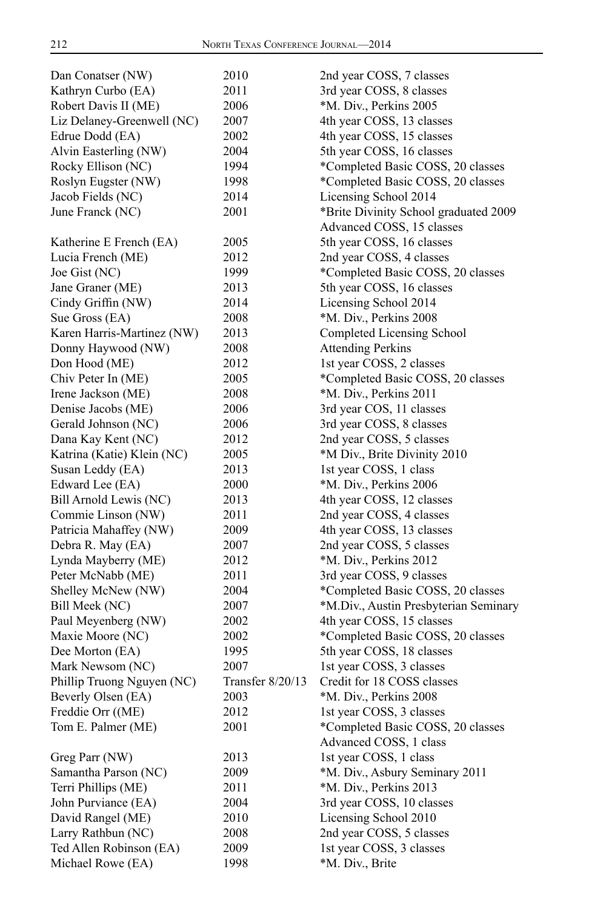| | | |
|---|---|---|
| Dan Conatser (NW) | 2010 | 2nd year COSS, 7 classes |
| Kathryn Curbo (EA) | 2011 | 3rd year COSS, 8 classes |
| Robert Davis II (ME) | 2006 | *M. Div., Perkins 2005 |
| Liz Delaney-Greenwell (NC) | 2007 | 4th year COSS, 13 classes |
| Edrue Dodd (EA) | 2002 | 4th year COSS, 15 classes |
| Alvin Easterling (NW) | 2004 | 5th year COSS, 16 classes |
| Rocky Ellison (NC) | 1994 | *Completed Basic COSS, 20 classes |
| Roslyn Eugster (NW) | 1998 | *Completed Basic COSS, 20 classes |
| Jacob Fields (NC) | 2014 | Licensing School 2014 |
| June Franck (NC) | 2001 | *Brite Divinity School graduated 2009 Advanced COSS, 15 classes |
| Katherine E French (EA) | 2005 | 5th year COSS, 16 classes |
| Lucia French (ME) | 2012 | 2nd year COSS, 4 classes |
| Joe Gist (NC) | 1999 | *Completed Basic COSS, 20 classes |
| Jane Graner (ME) | 2013 | 5th year COSS, 16 classes |
| Cindy Griffin (NW) | 2014 | Licensing School 2014 |
| Sue Gross (EA) | 2008 | *M. Div., Perkins 2008 |
| Karen Harris-Martinez (NW) | 2013 | Completed Licensing School |
| Donny Haywood (NW) | 2008 | Attending Perkins |
| Don Hood (ME) | 2012 | 1st year COSS, 2 classes |
| Chiv Peter In (ME) | 2005 | *Completed Basic COSS, 20 classes |
| Irene Jackson (ME) | 2008 | *M. Div., Perkins 2011 |
| Denise Jacobs (ME) | 2006 | 3rd year COS, 11 classes |
| Gerald Johnson (NC) | 2006 | 3rd year COSS, 8 classes |
| Dana Kay Kent (NC) | 2012 | 2nd year COSS, 5 classes |
| Katrina (Katie) Klein (NC) | 2005 | *M Div., Brite Divinity 2010 |
| Susan Leddy (EA) | 2013 | 1st year COSS, 1 class |
| Edward Lee (EA) | 2000 | *M. Div., Perkins 2006 |
| Bill Arnold Lewis (NC) | 2013 | 4th year COSS, 12 classes |
| Commie Linson (NW) | 2011 | 2nd year COSS, 4 classes |
| Patricia Mahaffey (NW) | 2009 | 4th year COSS, 13 classes |
| Debra R. May (EA) | 2007 | 2nd year COSS, 5 classes |
| Lynda Mayberry (ME) | 2012 | *M. Div., Perkins 2012 |
| Peter McNabb (ME) | 2011 | 3rd year COSS, 9 classes |
| Shelley McNew (NW) | 2004 | *Completed Basic COSS, 20 classes |
| Bill Meek (NC) | 2007 | *M.Div., Austin Presbyterian Seminary |
| Paul Meyenberg (NW) | 2002 | 4th year COSS, 15 classes |
| Maxie Moore (NC) | 2002 | *Completed Basic COSS, 20 classes |
| Dee Morton (EA) | 1995 | 5th year COSS, 18 classes |
| Mark Newsom (NC) | 2007 | 1st year COSS, 3 classes |
| Phillip Truong Nguyen (NC) | Transfer 8/20/13 | Credit for 18 COSS classes |
| Beverly Olsen (EA) | 2003 | *M. Div., Perkins 2008 |
| Freddie Orr ((ME) | 2012 | 1st year COSS, 3 classes |
| Tom E. Palmer (ME) | 2001 | *Completed Basic COSS, 20 classes Advanced COSS, 1 class |
| Greg Parr (NW) | 2013 | 1st year COSS, 1 class |
| Samantha Parson (NC) | 2009 | *M. Div., Asbury Seminary 2011 |
| Terri Phillips (ME) | 2011 | *M. Div., Perkins 2013 |
| John Purviance (EA) | 2004 | 3rd year COSS, 10 classes |
| David Rangel (ME) | 2010 | Licensing School 2010 |
| Larry Rathbun (NC) | 2008 | 2nd year COSS, 5 classes |
| Ted Allen Robinson (EA) | 2009 | 1st year COSS, 3 classes |
| Michael Rowe (EA) | 1998 | *M. Div., Brite |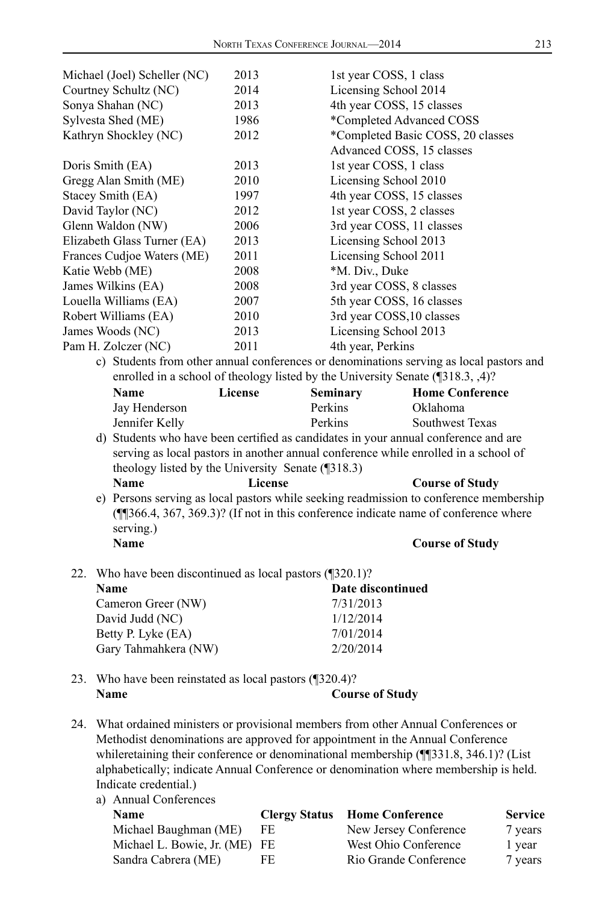| | | |
|---|---|---|
| Michael (Joel) Scheller (NC) | 2013 | 1st year COSS, 1 class |
| Courtney Schultz (NC) | 2014 | Licensing School 2014 |
| Sonya Shahan (NC) | 2013 | 4th year COSS, 15 classes |
| Sylvesta Shed (ME) | 1986 | *Completed Advanced COSS |
| Kathryn Shockley (NC) | 2012 | *Completed Basic COSS, 20 classes Advanced COSS, 15 classes |
| Doris Smith (EA) | 2013 | 1st year COSS, 1 class |
| Gregg Alan Smith (ME) | 2010 | Licensing School 2010 |
| Stacey Smith (EA) | 1997 | 4th year COSS, 15 classes |
| David Taylor (NC) | 2012 | 1st year COSS, 2 classes |
| Glenn Waldon (NW) | 2006 | 3rd year COSS, 11 classes |
| Elizabeth Glass Turner (EA) | 2013 | Licensing School 2013 |
| Frances Cudjoe Waters (ME) | 2011 | Licensing School 2011 |
| Katie Webb (ME) | 2008 | *M. Div., Duke |
| James Wilkins (EA) | 2008 | 3rd year COSS, 8 classes |
| Louella Williams (EA) | 2007 | 5th year COSS, 16 classes |
| Robert Williams (EA) | 2010 | 3rd year COSS,10 classes |
| James Woods (NC) | 2013 | Licensing School 2013 |
| Pam H. Zolczer (NC) | 2011 | 4th year, Perkins |

c) Students from other annual conferences or denominations serving as local pastors and enrolled in a school of theology listed by the University Senate (¶318.3, ,4)?

| Name | License | Seminary | Home Conference |
|---|---|---|---|
| Jay Henderson | | Perkins | Oklahoma |
| Jennifer Kelly | | Perkins | Southwest Texas |

d) Students who have been certified as candidates in your annual conference and are serving as local pastors in another annual conference while enrolled in a school of theology listed by the University Senate (¶318.3)

| Name | License | Course of Study |
|---|---|---|

e) Persons serving as local pastors while seeking readmission to conference membership (¶¶366.4, 367, 369.3)? (If not in this conference indicate name of conference where serving.)

| Name | Course of Study |
|---|---|

22. Who have been discontinued as local pastors (¶320.1)?

| Name | Date discontinued |
|---|---|
| Cameron Greer (NW) | 7/31/2013 |
| David Judd (NC) | 1/12/2014 |
| Betty P. Lyke (EA) | 7/01/2014 |
| Gary Tahmahkera (NW) | 2/20/2014 |

23. Who have been reinstated as local pastors (¶320.4)?

| Name | Course of Study |
|---|---|

24. What ordained ministers or provisional members from other Annual Conferences or Methodist denominations are approved for appointment in the Annual Conference whileretaining their conference or denominational membership (¶¶331.8, 346.1)? (List alphabetically; indicate Annual Conference or denomination where membership is held. Indicate credential.)

a) Annual Conferences

| Name | Clergy Status | Home Conference | Service |
|---|---|---|---|
| Michael Baughman (ME) | FE | New Jersey Conference | 7 years |
| Michael L. Bowie, Jr. (ME) | FE | West Ohio Conference | 1 year |
| Sandra Cabrera (ME) | FE | Rio Grande Conference | 7 years |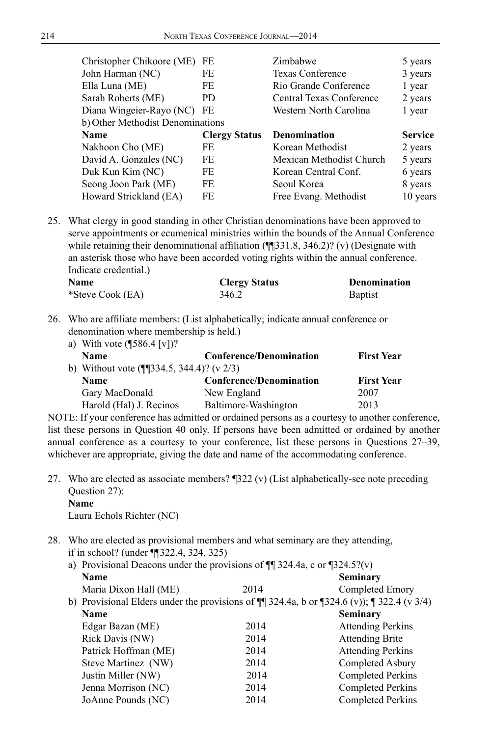| | | | |
|---|---|---|---|
| Christopher Chikoore (ME) | FE | Zimbabwe | 5 years |
| John Harman (NC) | FE | Texas Conference | 3 years |
| Ella Luna (ME) | FE | Rio Grande Conference | 1 year |
| Sarah Roberts (ME) | PD | Central Texas Conference | 2 years |
| Diana Wingeier-Rayo (NC) | FE | Western North Carolina | 1 year |

b) Other Methodist Denominations

| Name | Clergy Status | Denomination | Service |
|---|---|---|---|
| Nakhoon Cho (ME) | FE | Korean Methodist | 2 years |
| David A. Gonzales (NC) | FE | Mexican Methodist Church | 5 years |
| Duk Kun Kim (NC) | FE | Korean Central Conf. | 6 years |
| Seong Joon Park (ME) | FE | Seoul Korea | 8 years |
| Howard Strickland (EA) | FE | Free Evang. Methodist | 10 years |

25. What clergy in good standing in other Christian denominations have been approved to serve appointments or ecumenical ministries within the bounds of the Annual Conference while retaining their denominational affiliation (¶¶331.8, 346.2)? (v) (Designate with an asterisk those who have been accorded voting rights within the annual conference. Indicate credential.)

| Name | Clergy Status | Denomination |
|---|---|---|
| *Steve Cook (EA) | 346.2 | Baptist |

26. Who are affiliate members: (List alphabetically; indicate annual conference or denomination where membership is held.)

a) With vote (¶586.4 [v])?

| Name | Conference/Denomination | First Year |
|---|---|---|

b) Without vote (¶¶334.5, 344.4)? (v 2/3)

| Name | Conference/Denomination | First Year |
|---|---|---|
| Gary MacDonald | New England | 2007 |
| Harold (Hal) J. Recinos | Baltimore-Washington | 2013 |

NOTE: If your conference has admitted or ordained persons as a courtesy to another conference, list these persons in Question 40 only. If persons have been admitted or ordained by another annual conference as a courtesy to your conference, list these persons in Questions 27–39, whichever are appropriate, giving the date and name of the accommodating conference.

27. Who are elected as associate members? ¶322 (v) (List alphabetically-see note preceding Question 27):

**Name**

Laura Echols Richter (NC)

28. Who are elected as provisional members and what seminary are they attending, if in school? (under ¶¶322.4, 324, 325)

a) Provisional Deacons under the provisions of ¶¶ 324.4a, c or ¶324.5?(v)

| Name | | Seminary |
|---|---|---|
| Maria Dixon Hall (ME) | 2014 | Completed Emory |

b) Provisional Elders under the provisions of ¶¶ 324.4a, b or ¶324.6 (v)); ¶ 322.4 (v 3/4)

| Name | | Seminary |
|---|---|---|
| Edgar Bazan (ME) | 2014 | Attending Perkins |
| Rick Davis (NW) | 2014 | Attending Brite |
| Patrick Hoffman (ME) | 2014 | Attending Perkins |
| Steve Martinez (NW) | 2014 | Completed Asbury |
| Justin Miller (NW) | 2014 | Completed Perkins |
| Jenna Morrison (NC) | 2014 | Completed Perkins |
| JoAnne Pounds (NC) | 2014 | Completed Perkins |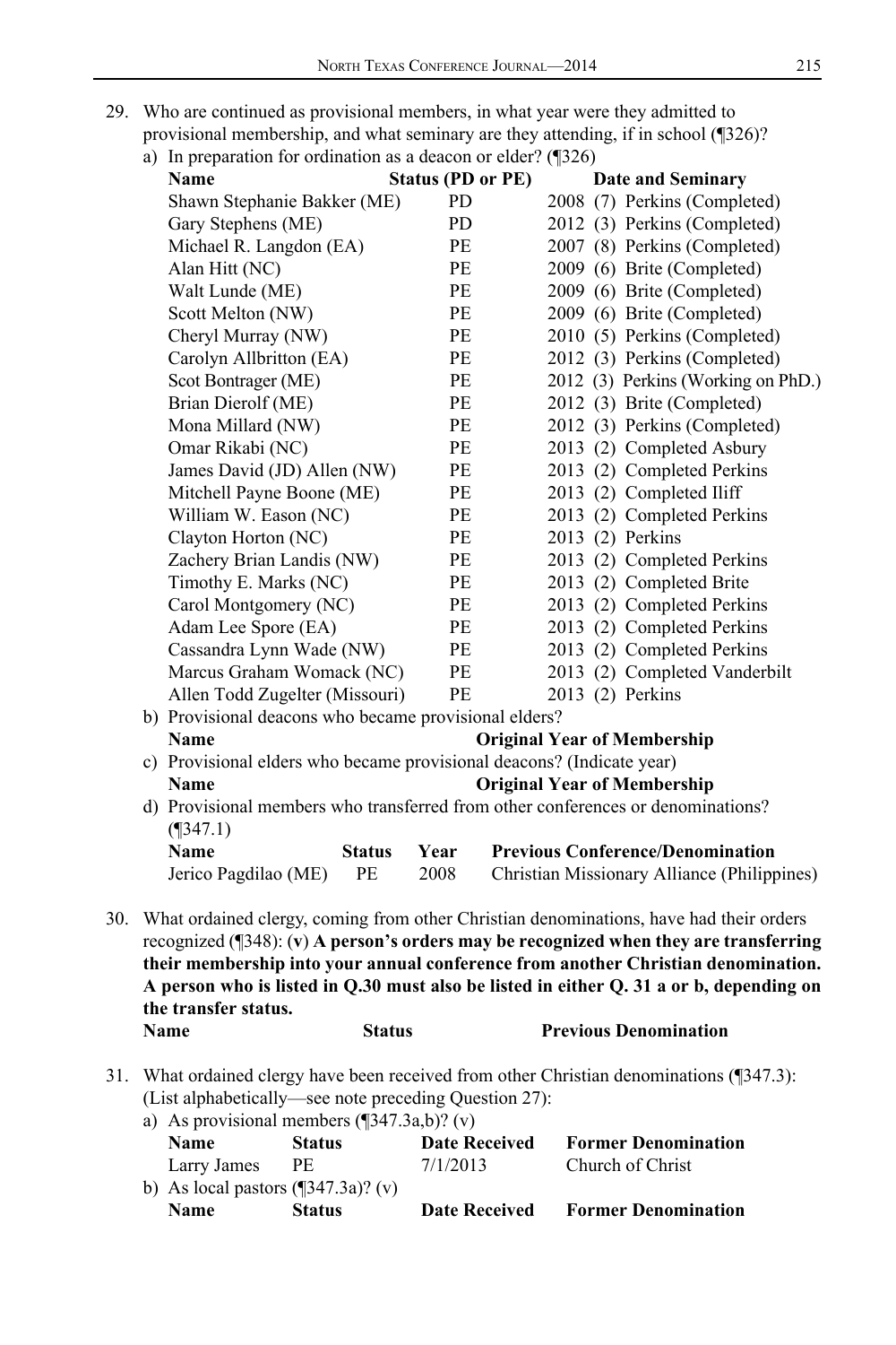29. Who are continued as provisional members, in what year were they admitted to provisional membership, and what seminary are they attending, if in school (¶326)?

   a) In preparation for ordination as a deacon or elder? (¶326)

| Name | Status (PD or PE) | Date and Seminary |
|---|---|---|
| Shawn Stephanie Bakker (ME) | PD | 2008 (7) Perkins (Completed) |
| Gary Stephens (ME) | PD | 2012 (3) Perkins (Completed) |
| Michael R. Langdon (EA) | PE | 2007 (8) Perkins (Completed) |
| Alan Hitt (NC) | PE | 2009 (6) Brite (Completed) |
| Walt Lunde (ME) | PE | 2009 (6) Brite (Completed) |
| Scott Melton (NW) | PE | 2009 (6) Brite (Completed) |
| Cheryl Murray (NW) | PE | 2010 (5) Perkins (Completed) |
| Carolyn Allbritton (EA) | PE | 2012 (3) Perkins (Completed) |
| Scot Bontrager (ME) | PE | 2012 (3) Perkins (Working on PhD.) |
| Brian Dierolf (ME) | PE | 2012 (3) Brite (Completed) |
| Mona Millard (NW) | PE | 2012 (3) Perkins (Completed) |
| Omar Rikabi (NC) | PE | 2013 (2) Completed Asbury |
| James David (JD) Allen (NW) | PE | 2013 (2) Completed Perkins |
| Mitchell Payne Boone (ME) | PE | 2013 (2) Completed Iliff |
| William W. Eason (NC) | PE | 2013 (2) Completed Perkins |
| Clayton Horton (NC) | PE | 2013 (2) Perkins |
| Zachery Brian Landis (NW) | PE | 2013 (2) Completed Perkins |
| Timothy E. Marks (NC) | PE | 2013 (2) Completed Brite |
| Carol Montgomery (NC) | PE | 2013 (2) Completed Perkins |
| Adam Lee Spore (EA) | PE | 2013 (2) Completed Perkins |
| Cassandra Lynn Wade (NW) | PE | 2013 (2) Completed Perkins |
| Marcus Graham Womack (NC) | PE | 2013 (2) Completed Vanderbilt |
| Allen Todd Zugelter (Missouri) | PE | 2013 (2) Perkins |

   b) Provisional deacons who became provisional elders?

| Name | Original Year of Membership |
|---|---|

   c) Provisional elders who became provisional deacons? (Indicate year)

| Name | Original Year of Membership |
|---|---|

   d) Provisional members who transferred from other conferences or denominations? (¶347.1)

| Name | Status | Year | Previous Conference/Denomination |
|---|---|---|---|
| Jerico Pagdilao (ME) | PE | 2008 | Christian Missionary Alliance (Philippines) |

30. What ordained clergy, coming from other Christian denominations, have had their orders recognized (¶348): (**v**) **A person's orders may be recognized when they are transferring their membership into your annual conference from another Christian denomination. A person who is listed in Q.30 must also be listed in either Q. 31 a or b, depending on the transfer status.**

| Name | Status | Previous Denomination |
|---|---|---|

31. What ordained clergy have been received from other Christian denominations (¶347.3): (List alphabetically—see note preceding Question 27):

   a) As provisional members (¶347.3a,b)? (v)

| Name | Status | Date Received | Former Denomination |
|---|---|---|---|
| Larry James | PE | 7/1/2013 | Church of Christ |

   b) As local pastors (¶347.3a)? (v)

| Name | Status | Date Received | Former Denomination |
|---|---|---|---|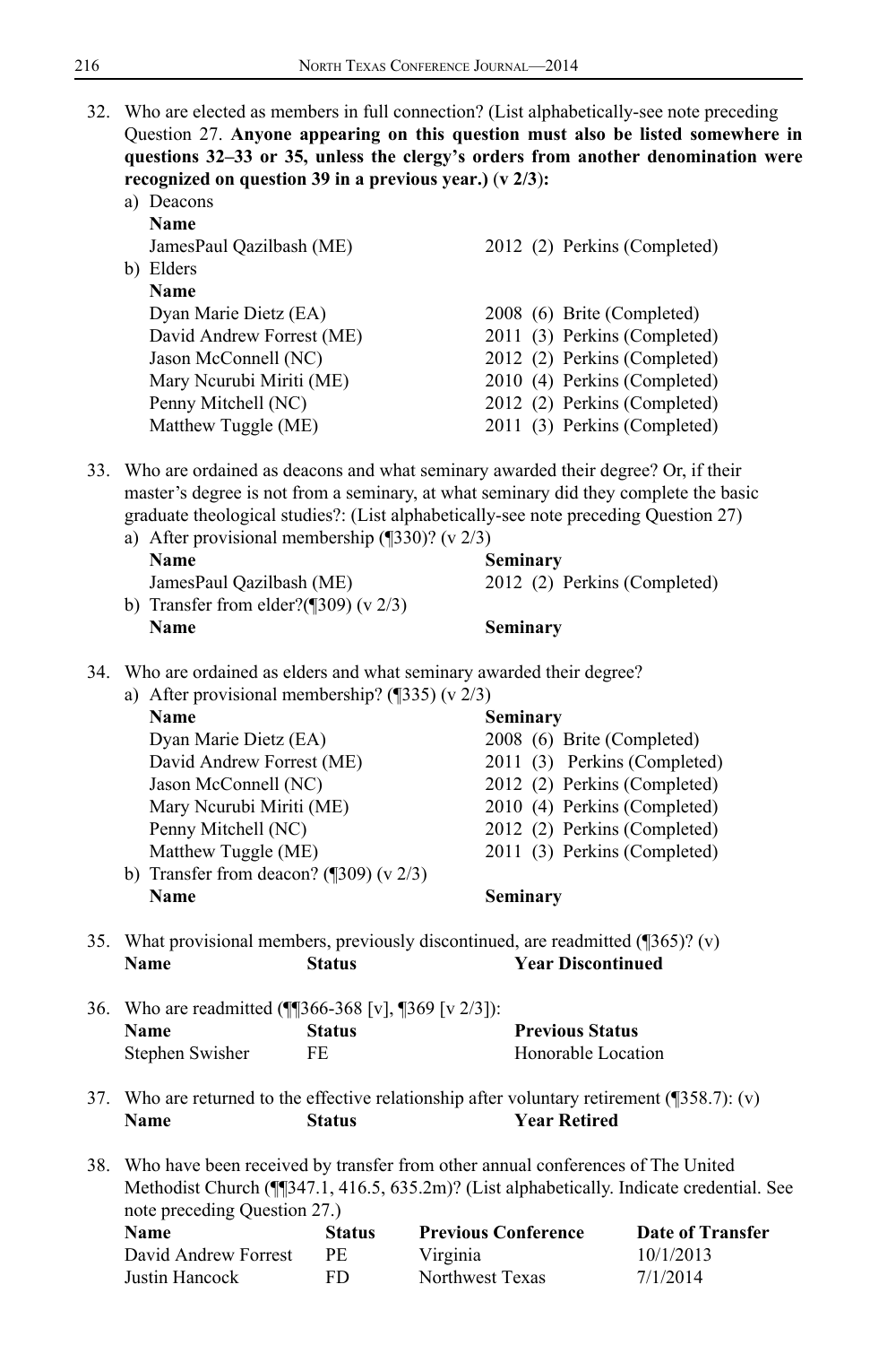32. Who are elected as members in full connection? (List alphabetically-see note preceding Question 27. **Anyone appearing on this question must also be listed somewhere in questions 32–33 or 35, unless the clergy's orders from another denomination were recognized on question 39 in a previous year.)** (v 2/3):

a) Deacons

| Name | |
|---|---|
| JamesPaul Qazilbash (ME) | 2012 (2) Perkins (Completed) |

b) Elders

| Name | |
|---|---|
| Dyan Marie Dietz (EA) | 2008 (6) Brite (Completed) |
| David Andrew Forrest (ME) | 2011 (3) Perkins (Completed) |
| Jason McConnell (NC) | 2012 (2) Perkins (Completed) |
| Mary Ncurubi Miriti (ME) | 2010 (4) Perkins (Completed) |
| Penny Mitchell (NC) | 2012 (2) Perkins (Completed) |
| Matthew Tuggle (ME) | 2011 (3) Perkins (Completed) |

33. Who are ordained as deacons and what seminary awarded their degree? Or, if their master's degree is not from a seminary, at what seminary did they complete the basic graduate theological studies?: (List alphabetically-see note preceding Question 27)

a) After provisional membership (¶330)? (v 2/3)

| Name | Seminary |
|---|---|
| JamesPaul Qazilbash (ME) | 2012 (2) Perkins (Completed) |

b) Transfer from elder?(¶309) (v 2/3)

| Name | Seminary |
|---|---|

34. Who are ordained as elders and what seminary awarded their degree?

a) After provisional membership? (¶335) (v 2/3)

| Name | Seminary |
|---|---|
| Dyan Marie Dietz (EA) | 2008 (6) Brite (Completed) |
| David Andrew Forrest (ME) | 2011 (3) Perkins (Completed) |
| Jason McConnell (NC) | 2012 (2) Perkins (Completed) |
| Mary Ncurubi Miriti (ME) | 2010 (4) Perkins (Completed) |
| Penny Mitchell (NC) | 2012 (2) Perkins (Completed) |
| Matthew Tuggle (ME) | 2011 (3) Perkins (Completed) |

b) Transfer from deacon? (¶309) (v 2/3)

| Name | Seminary |
|---|---|

35. What provisional members, previously discontinued, are readmitted (¶365)? (v)

| Name | Status | Year Discontinued |
|---|---|---|

36. Who are readmitted (¶¶366-368 [v], ¶369 [v 2/3]):

| Name | Status | Previous Status |
|---|---|---|
| Stephen Swisher | FE | Honorable Location |

37. Who are returned to the effective relationship after voluntary retirement (¶358.7): (v)

| Name | Status | Year Retired |
|---|---|---|

38. Who have been received by transfer from other annual conferences of The United Methodist Church (¶¶347.1, 416.5, 635.2m)? (List alphabetically. Indicate credential. See note preceding Question 27.)

| Name | Status | Previous Conference | Date of Transfer |
|---|---|---|---|
| David Andrew Forrest | PE | Virginia | 10/1/2013 |
| Justin Hancock | FD | Northwest Texas | 7/1/2014 |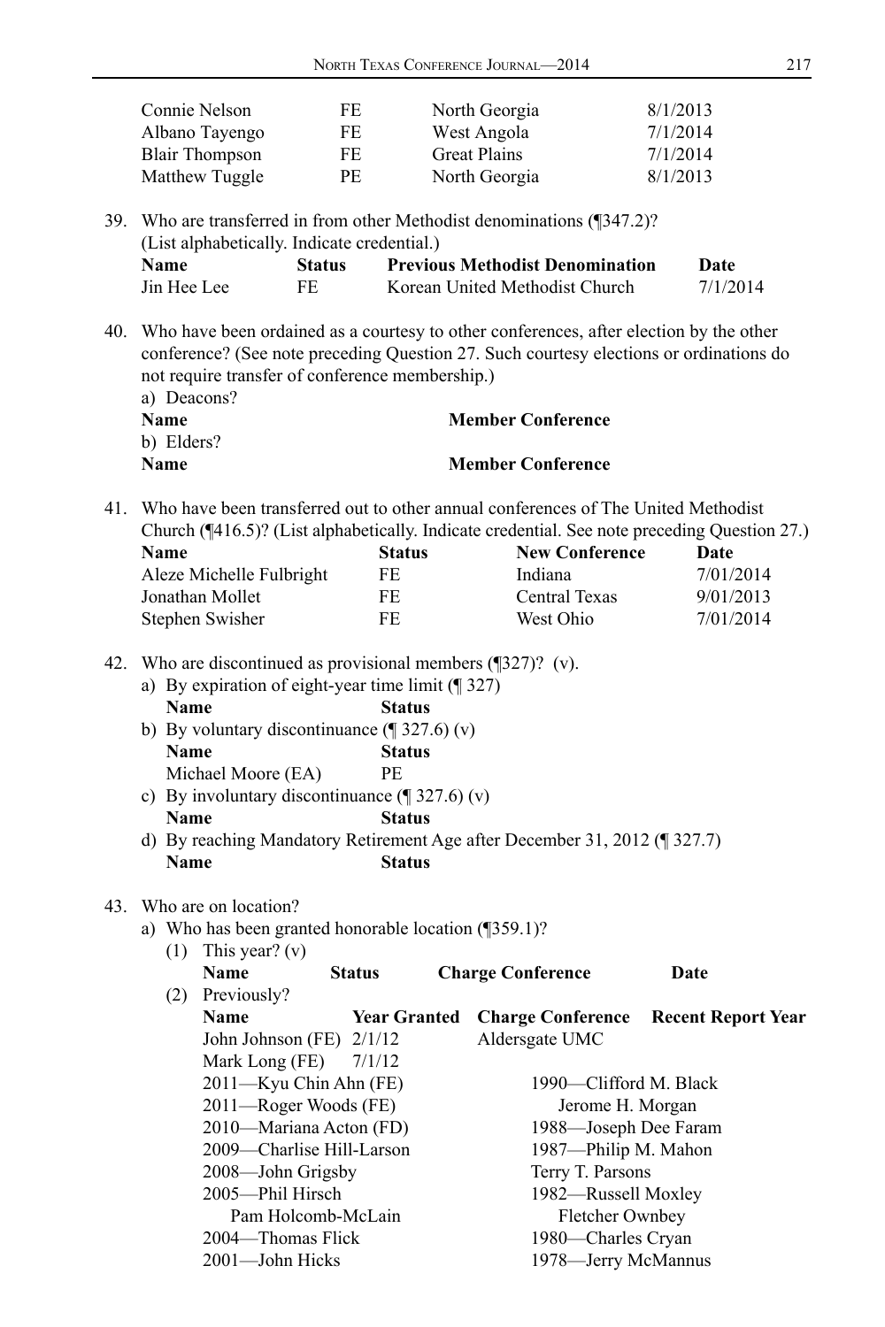| | | | |
|---|---|---|---|
| Connie Nelson | FE | North Georgia | 8/1/2013 |
| Albano Tayengo | FE | West Angola | 7/1/2014 |
| Blair Thompson | FE | Great Plains | 7/1/2014 |
| Matthew Tuggle | PE | North Georgia | 8/1/2013 |

39. Who are transferred in from other Methodist denominations (¶347.2)? (List alphabetically. Indicate credential.)

| Name | Status | Previous Methodist Denomination | Date |
|---|---|---|---|
| Jin Hee Lee | FE | Korean United Methodist Church | 7/1/2014 |

40. Who have been ordained as a courtesy to other conferences, after election by the other conference? (See note preceding Question 27. Such courtesy elections or ordinations do not require transfer of conference membership.)

a) Deacons?

| Name | Member Conference |
|---|---|

b) Elders?

| Name | Member Conference |
|---|---|

41. Who have been transferred out to other annual conferences of The United Methodist Church (¶416.5)? (List alphabetically. Indicate credential. See note preceding Question 27.)

| Name | Status | New Conference | Date |
|---|---|---|---|
| Aleze Michelle Fulbright | FE | Indiana | 7/01/2014 |
| Jonathan Mollet | FE | Central Texas | 9/01/2013 |
| Stephen Swisher | FE | West Ohio | 7/01/2014 |

42. Who are discontinued as provisional members (¶327)? (v).

a) By expiration of eight-year time limit (¶ 327)

| Name | Status |
|---|---|

b) By voluntary discontinuance (¶ 327.6) (v)

| Name | Status |
|---|---|
| Michael Moore (EA) | PE |

c) By involuntary discontinuance (¶ 327.6) (v)

| Name | Status |
|---|---|

d) By reaching Mandatory Retirement Age after December 31, 2012 (¶ 327.7)

| Name | Status |
|---|---|

43. Who are on location?

a) Who has been granted honorable location (¶359.1)?

(1) This year? (v)

| Name | Status | Charge Conference | Date |
|---|---|---|---|

(2) Previously?

| Name | Year Granted | Charge Conference | Recent Report Year |
|---|---|---|---|
| John Johnson (FE) | 2/1/12 | Aldersgate UMC | |
| Mark Long (FE) | 7/1/12 | | |

2011—Kyu Chin Ahn (FE)
2011—Roger Woods (FE)
2010—Mariana Acton (FD)
2009—Charlise Hill-Larson
2008—John Grigsby
2005—Phil Hirsch
Pam Holcomb-McLain
2004—Thomas Flick
2001—John Hicks
1990—Clifford M. Black
Jerome H. Morgan
1988—Joseph Dee Faram
1987—Philip M. Mahon
Terry T. Parsons
1982—Russell Moxley
Fletcher Ownbey
1980—Charles Cryan
1978—Jerry McMannus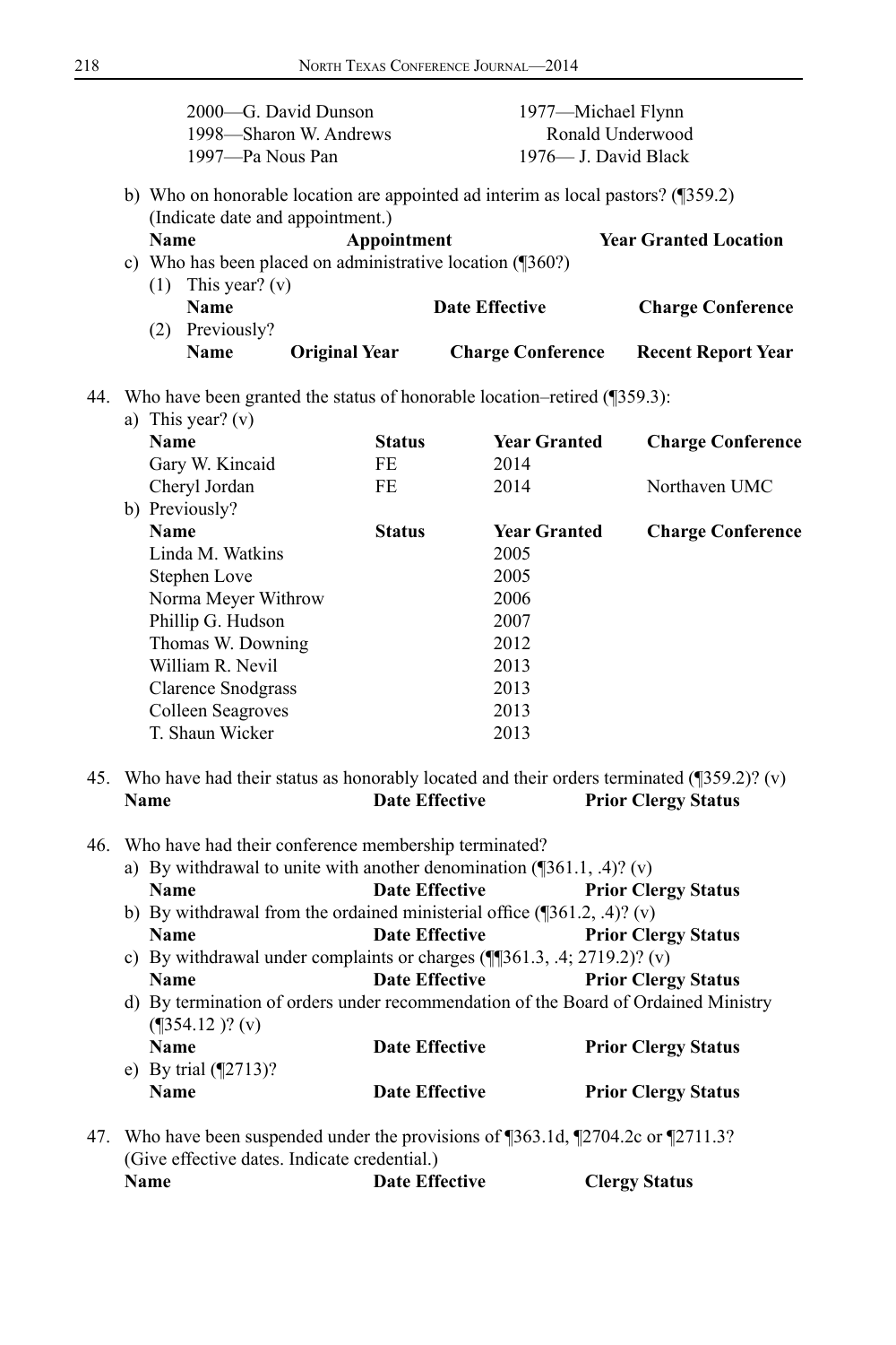| | |
|---|---|
| 2000—G. David Dunson | 1977—Michael Flynn |
| 1998—Sharon W. Andrews | Ronald Underwood |
| 1997—Pa Nous Pan | 1976— J. David Black |

b) Who on honorable location are appointed ad interim as local pastors? (¶359.2) (Indicate date and appointment.)

| Name | Appointment | Year Granted Location |
|---|---|---|

c) Who has been placed on administrative location (¶360?)

(1) This year? (v)

| Name | Date Effective | Charge Conference |
|---|---|---|

(2) Previously?

| Name | Original Year | Charge Conference | Recent Report Year |
|---|---|---|---|

44. Who have been granted the status of honorable location–retired (¶359.3):

a) This year? (v)

| Name | Status | Year Granted | Charge Conference |
|---|---|---|---|
| Gary W. Kincaid | FE | 2014 | |
| Cheryl Jordan | FE | 2014 | Northaven UMC |

b) Previously?

| Name | Status | Year Granted | Charge Conference |
|---|---|---|---|
| Linda M. Watkins | | 2005 | |
| Stephen Love | | 2005 | |
| Norma Meyer Withrow | | 2006 | |
| Phillip G. Hudson | | 2007 | |
| Thomas W. Downing | | 2012 | |
| William R. Nevil | | 2013 | |
| Clarence Snodgrass | | 2013 | |
| Colleen Seagroves | | 2013 | |
| T. Shaun Wicker | | 2013 | |

45. Who have had their status as honorably located and their orders terminated (¶359.2)? (v)

| Name | Date Effective | Prior Clergy Status |
|---|---|---|

46. Who have had their conference membership terminated?

a) By withdrawal to unite with another denomination (¶361.1, .4)? (v)

| Name | Date Effective | Prior Clergy Status |
|---|---|---|

b) By withdrawal from the ordained ministerial office (¶361.2, .4)? (v)

| Name | Date Effective | Prior Clergy Status |
|---|---|---|

c) By withdrawal under complaints or charges (¶¶361.3, .4; 2719.2)? (v)

| Name | Date Effective | Prior Clergy Status |
|---|---|---|

d) By termination of orders under recommendation of the Board of Ordained Ministry (¶354.12 )? (v)

| Name | Date Effective | Prior Clergy Status |
|---|---|---|

e) By trial (¶2713)?

| Name | Date Effective | Prior Clergy Status |
|---|---|---|

47. Who have been suspended under the provisions of ¶363.1d, ¶2704.2c or ¶2711.3? (Give effective dates. Indicate credential.)

| Name | Date Effective | Clergy Status |
|---|---|---|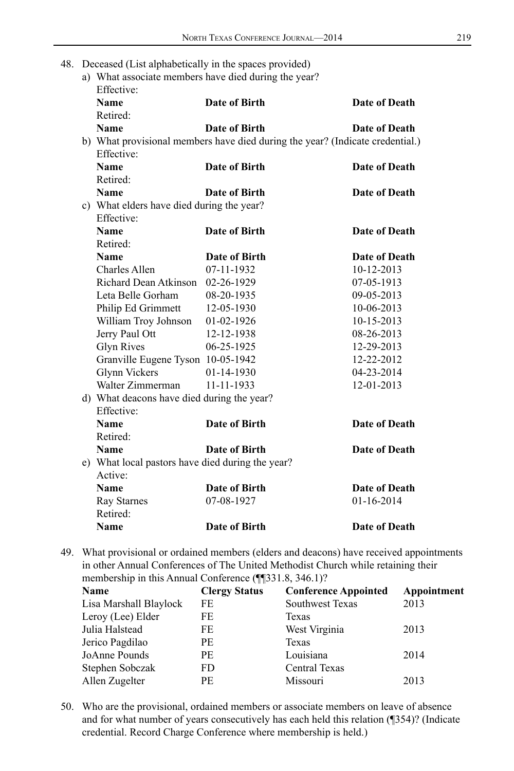48. Deceased (List alphabetically in the spaces provided)

   a) What associate members have died during the year?

   Effective:

   | Name | Date of Birth | Date of Death |
   |---|---|---|

   Retired:

   | Name | Date of Birth | Date of Death |
   |---|---|---|

   b) What provisional members have died during the year? (Indicate credential.)

   Effective:

   | Name | Date of Birth | Date of Death |
   |---|---|---|

   Retired:

   | Name | Date of Birth | Date of Death |
   |---|---|---|

   c) What elders have died during the year?

   Effective:

   | Name | Date of Birth | Date of Death |
   |---|---|---|

   Retired:

   | Name | Date of Birth | Date of Death |
   |---|---|---|
   | Charles Allen | 07-11-1932 | 10-12-2013 |
   | Richard Dean Atkinson | 02-26-1929 | 07-05-1913 |
   | Leta Belle Gorham | 08-20-1935 | 09-05-2013 |
   | Philip Ed Grimmett | 12-05-1930 | 10-06-2013 |
   | William Troy Johnson | 01-02-1926 | 10-15-2013 |
   | Jerry Paul Ott | 12-12-1938 | 08-26-2013 |
   | Glyn Rives | 06-25-1925 | 12-29-2013 |
   | Granville Eugene Tyson | 10-05-1942 | 12-22-2012 |
   | Glynn Vickers | 01-14-1930 | 04-23-2014 |
   | Walter Zimmerman | 11-11-1933 | 12-01-2013 |

   d) What deacons have died during the year?

   Effective:

   | Name | Date of Birth | Date of Death |
   |---|---|---|

   Retired:

   | Name | Date of Birth | Date of Death |
   |---|---|---|

   e) What local pastors have died during the year?

   Active:

   | Name | Date of Birth | Date of Death |
   |---|---|---|
   | Ray Starnes | 07-08-1927 | 01-16-2014 |

   Retired:

   | Name | Date of Birth | Date of Death |
   |---|---|---|

49. What provisional or ordained members (elders and deacons) have received appointments in other Annual Conferences of The United Methodist Church while retaining their membership in this Annual Conference (¶¶331.8, 346.1)?

| Name | Clergy Status | Conference Appointed | Appointment |
|---|---|---|---|
| Lisa Marshall Blaylock | FE | Southwest Texas | 2013 |
| Leroy (Lee) Elder | FE | Texas | |
| Julia Halstead | FE | West Virginia | 2013 |
| Jerico Pagdilao | PE | Texas | |
| JoAnne Pounds | PE | Louisiana | 2014 |
| Stephen Sobczak | FD | Central Texas | |
| Allen Zugelter | PE | Missouri | 2013 |

50. Who are the provisional, ordained members or associate members on leave of absence and for what number of years consecutively has each held this relation (¶354)? (Indicate credential. Record Charge Conference where membership is held.)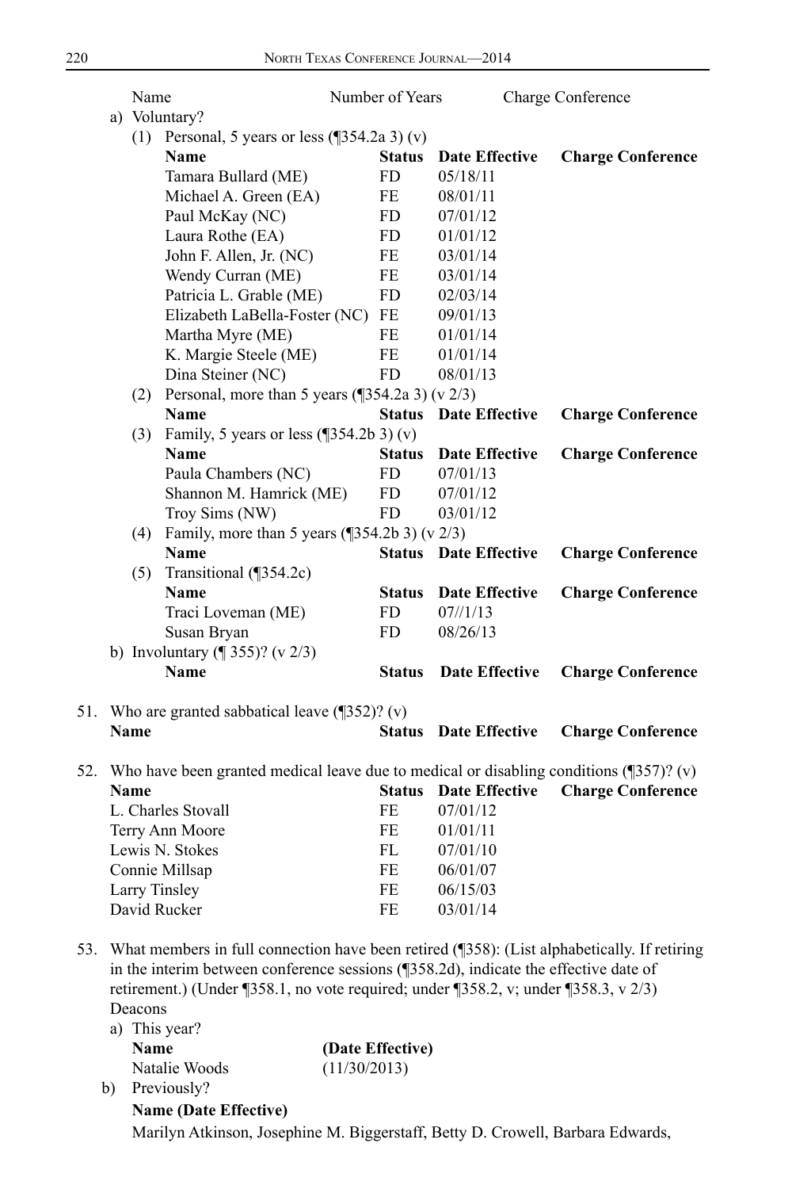Name | Number of Years | Charge Conference

a) Voluntary?

(1) Personal, 5 years or less (¶354.2a 3) (v)

| Name | Status | Date Effective | Charge Conference |
|---|---|---|---|
| Tamara Bullard (ME) | FD | 05/18/11 | |
| Michael A. Green (EA) | FE | 08/01/11 | |
| Paul McKay (NC) | FD | 07/01/12 | |
| Laura Rothe (EA) | FD | 01/01/12 | |
| John F. Allen, Jr. (NC) | FE | 03/01/14 | |
| Wendy Curran (ME) | FE | 03/01/14 | |
| Patricia L. Grable (ME) | FD | 02/03/14 | |
| Elizabeth LaBella-Foster (NC) | FE | 09/01/13 | |
| Martha Myre (ME) | FE | 01/01/14 | |
| K. Margie Steele (ME) | FE | 01/01/14 | |
| Dina Steiner (NC) | FD | 08/01/13 | |

(2) Personal, more than 5 years (¶354.2a 3) (v 2/3)

| Name | Status | Date Effective | Charge Conference |
|---|---|---|---|

(3) Family, 5 years or less (¶354.2b 3) (v)

| Name | Status | Date Effective | Charge Conference |
|---|---|---|---|
| Paula Chambers (NC) | FD | 07/01/13 | |
| Shannon M. Hamrick (ME) | FD | 07/01/12 | |
| Troy Sims (NW) | FD | 03/01/12 | |

(4) Family, more than 5 years (¶354.2b 3) (v 2/3)

| Name | Status | Date Effective | Charge Conference |
|---|---|---|---|

(5) Transitional (¶354.2c)

| Name | Status | Date Effective | Charge Conference |
|---|---|---|---|
| Traci Loveman (ME) | FD | 07//1/13 | |
| Susan Bryan | FD | 08/26/13 | |

b) Involuntary (¶ 355)? (v 2/3)

| Name | Status | Date Effective | Charge Conference |
|---|---|---|---|

51. Who are granted sabbatical leave (¶352)? (v)

| Name | Status | Date Effective | Charge Conference |
|---|---|---|---|

52. Who have been granted medical leave due to medical or disabling conditions (¶357)? (v)

| Name | Status | Date Effective | Charge Conference |
|---|---|---|---|
| L. Charles Stovall | FE | 07/01/12 | |
| Terry Ann Moore | FE | 01/01/11 | |
| Lewis N. Stokes | FL | 07/01/10 | |
| Connie Millsap | FE | 06/01/07 | |
| Larry Tinsley | FE | 06/15/03 | |
| David Rucker | FE | 03/01/14 | |

53. What members in full connection have been retired (¶358): (List alphabetically. If retiring in the interim between conference sessions (¶358.2d), indicate the effective date of retirement.) (Under ¶358.1, no vote required; under ¶358.2, v; under ¶358.3, v 2/3)

Deacons

a) This year?

| Name | (Date Effective) |
|---|---|
| Natalie Woods | (11/30/2013) |

b) Previously?

**Name (Date Effective)**

Marilyn Atkinson, Josephine M. Biggerstaff, Betty D. Crowell, Barbara Edwards,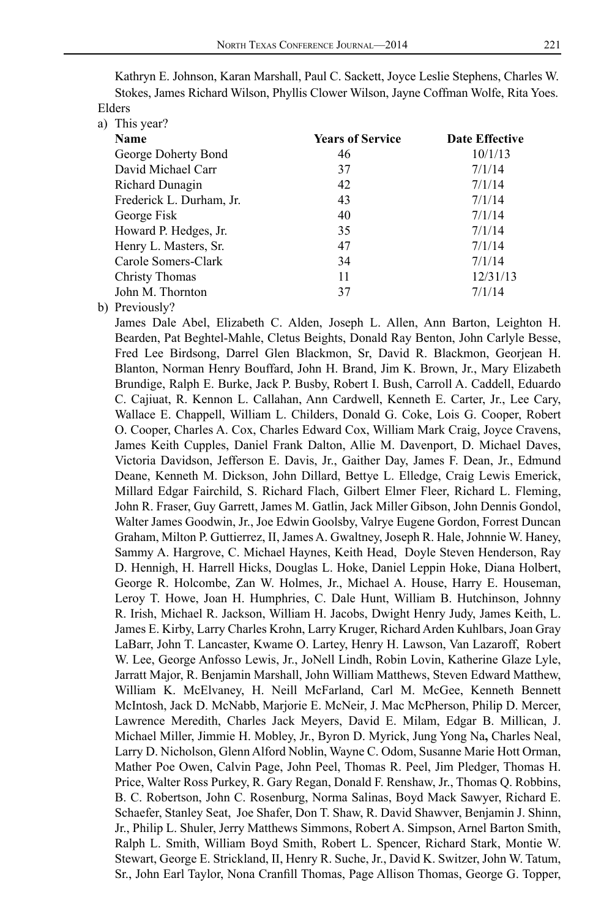Kathryn E. Johnson, Karan Marshall, Paul C. Sackett, Joyce Leslie Stephens, Charles W. Stokes, James Richard Wilson, Phyllis Clower Wilson, Jayne Coffman Wolfe, Rita Yoes.

Elders

a) This year?

| Name | Years of Service | Date Effective |
|---|---|---|
| George Doherty Bond | 46 | 10/1/13 |
| David Michael Carr | 37 | 7/1/14 |
| Richard Dunagin | 42 | 7/1/14 |
| Frederick L. Durham, Jr. | 43 | 7/1/14 |
| George Fisk | 40 | 7/1/14 |
| Howard P. Hedges, Jr. | 35 | 7/1/14 |
| Henry L. Masters, Sr. | 47 | 7/1/14 |
| Carole Somers-Clark | 34 | 7/1/14 |
| Christy Thomas | 11 | 12/31/13 |
| John M. Thornton | 37 | 7/1/14 |

b) Previously?

James Dale Abel, Elizabeth C. Alden, Joseph L. Allen, Ann Barton, Leighton H. Bearden, Pat Beghtel-Mahle, Cletus Beights, Donald Ray Benton, John Carlyle Besse, Fred Lee Birdsong, Darrel Glen Blackmon, Sr, David R. Blackmon, Georjean H. Blanton, Norman Henry Bouffard, John H. Brand, Jim K. Brown, Jr., Mary Elizabeth Brundige, Ralph E. Burke, Jack P. Busby, Robert I. Bush, Carroll A. Caddell, Eduardo C. Cajiuat, R. Kennon L. Callahan, Ann Cardwell, Kenneth E. Carter, Jr., Lee Cary, Wallace E. Chappell, William L. Childers, Donald G. Coke, Lois G. Cooper, Robert O. Cooper, Charles A. Cox, Charles Edward Cox, William Mark Craig, Joyce Cravens, James Keith Cupples, Daniel Frank Dalton, Allie M. Davenport, D. Michael Daves, Victoria Davidson, Jefferson E. Davis, Jr., Gaither Day, James F. Dean, Jr., Edmund Deane, Kenneth M. Dickson, John Dillard, Bettye L. Elledge, Craig Lewis Emerick, Millard Edgar Fairchild, S. Richard Flach, Gilbert Elmer Fleer, Richard L. Fleming, John R. Fraser, Guy Garrett, James M. Gatlin, Jack Miller Gibson, John Dennis Gondol, Walter James Goodwin, Jr., Joe Edwin Goolsby, Valrye Eugene Gordon, Forrest Duncan Graham, Milton P. Guttierrez, II, James A. Gwaltney, Joseph R. Hale, Johnnie W. Haney, Sammy A. Hargrove, C. Michael Haynes, Keith Head, Doyle Steven Henderson, Ray D. Hennigh, H. Harrell Hicks, Douglas L. Hoke, Daniel Leppin Hoke, Diana Holbert, George R. Holcombe, Zan W. Holmes, Jr., Michael A. House, Harry E. Houseman, Leroy T. Howe, Joan H. Humphries, C. Dale Hunt, William B. Hutchinson, Johnny R. Irish, Michael R. Jackson, William H. Jacobs, Dwight Henry Judy, James Keith, L. James E. Kirby, Larry Charles Krohn, Larry Kruger, Richard Arden Kuhlbars, Joan Gray LaBarr, John T. Lancaster, Kwame O. Lartey, Henry H. Lawson, Van Lazaroff, Robert W. Lee, George Anfosso Lewis, Jr., JoNell Lindh, Robin Lovin, Katherine Glaze Lyle, Jarratt Major, R. Benjamin Marshall, John William Matthews, Steven Edward Matthew, William K. McElvaney, H. Neill McFarland, Carl M. McGee, Kenneth Bennett McIntosh, Jack D. McNabb, Marjorie E. McNeir, J. Mac McPherson, Philip D. Mercer, Lawrence Meredith, Charles Jack Meyers, David E. Milam, Edgar B. Millican, J. Michael Miller, Jimmie H. Mobley, Jr., Byron D. Myrick, Jung Yong Na**,** Charles Neal, Larry D. Nicholson, Glenn Alford Noblin, Wayne C. Odom, Susanne Marie Hott Orman, Mather Poe Owen, Calvin Page, John Peel, Thomas R. Peel, Jim Pledger, Thomas H. Price, Walter Ross Purkey, R. Gary Regan, Donald F. Renshaw, Jr., Thomas Q. Robbins, B. C. Robertson, John C. Rosenburg, Norma Salinas, Boyd Mack Sawyer, Richard E. Schaefer, Stanley Seat, Joe Shafer, Don T. Shaw, R. David Shawver, Benjamin J. Shinn, Jr., Philip L. Shuler, Jerry Matthews Simmons, Robert A. Simpson, Arnel Barton Smith, Ralph L. Smith, William Boyd Smith, Robert L. Spencer, Richard Stark, Montie W. Stewart, George E. Strickland, II, Henry R. Suche, Jr., David K. Switzer, John W. Tatum, Sr., John Earl Taylor, Nona Cranfill Thomas, Page Allison Thomas, George G. Topper,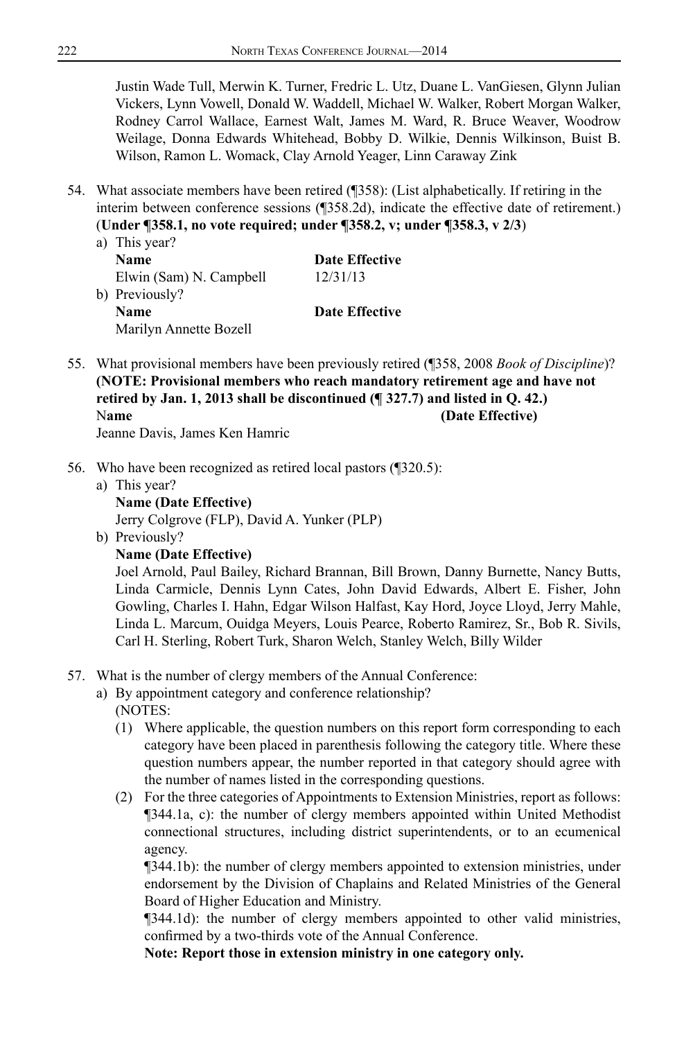Justin Wade Tull, Merwin K. Turner, Fredric L. Utz, Duane L. VanGiesen, Glynn Julian Vickers, Lynn Vowell, Donald W. Waddell, Michael W. Walker, Robert Morgan Walker, Rodney Carrol Wallace, Earnest Walt, James M. Ward, R. Bruce Weaver, Woodrow Weilage, Donna Edwards Whitehead, Bobby D. Wilkie, Dennis Wilkinson, Buist B. Wilson, Ramon L. Womack, Clay Arnold Yeager, Linn Caraway Zink

54. What associate members have been retired (¶358): (List alphabetically. If retiring in the interim between conference sessions (¶358.2d), indicate the effective date of retirement.) (**Under ¶358.1, no vote required; under ¶358.2, v; under ¶358.3, v 2/3**)
   a) This year?

   | **Name** | **Date Effective** |
   |---|---|
   | Elwin (Sam) N. Campbell | 12/31/13 |

   b) Previously?

   | **Name** | **Date Effective** |
   |---|---|
   | Marilyn Annette Bozell | |

55. What provisional members have been previously retired (¶358, 2008 *Book of Discipline*)? **(NOTE: Provisional members who reach mandatory retirement age and have not retired by Jan. 1, 2013 shall be discontinued (¶ 327.7) and listed in Q. 42.)**
   N**ame** **(Date Effective)**
   Jeanne Davis, James Ken Hamric

56. Who have been recognized as retired local pastors (¶320.5):
   a) This year?
      **Name (Date Effective)**
      Jerry Colgrove (FLP), David A. Yunker (PLP)
   b) Previously?
      **Name (Date Effective)**
      Joel Arnold, Paul Bailey, Richard Brannan, Bill Brown, Danny Burnette, Nancy Butts, Linda Carmicle, Dennis Lynn Cates, John David Edwards, Albert E. Fisher, John Gowling, Charles I. Hahn, Edgar Wilson Halfast, Kay Hord, Joyce Lloyd, Jerry Mahle, Linda L. Marcum, Ouidga Meyers, Louis Pearce, Roberto Ramirez, Sr., Bob R. Sivils, Carl H. Sterling, Robert Turk, Sharon Welch, Stanley Welch, Billy Wilder

57. What is the number of clergy members of the Annual Conference:
   a) By appointment category and conference relationship?
      (NOTES:
      (1) Where applicable, the question numbers on this report form corresponding to each category have been placed in parenthesis following the category title. Where these question numbers appear, the number reported in that category should agree with the number of names listed in the corresponding questions.
      (2) For the three categories of Appointments to Extension Ministries, report as follows:
      ¶344.1a, c): the number of clergy members appointed within United Methodist connectional structures, including district superintendents, or to an ecumenical agency.
      ¶344.1b): the number of clergy members appointed to extension ministries, under endorsement by the Division of Chaplains and Related Ministries of the General Board of Higher Education and Ministry.
      ¶344.1d): the number of clergy members appointed to other valid ministries, confirmed by a two-thirds vote of the Annual Conference.
      **Note: Report those in extension ministry in one category only.**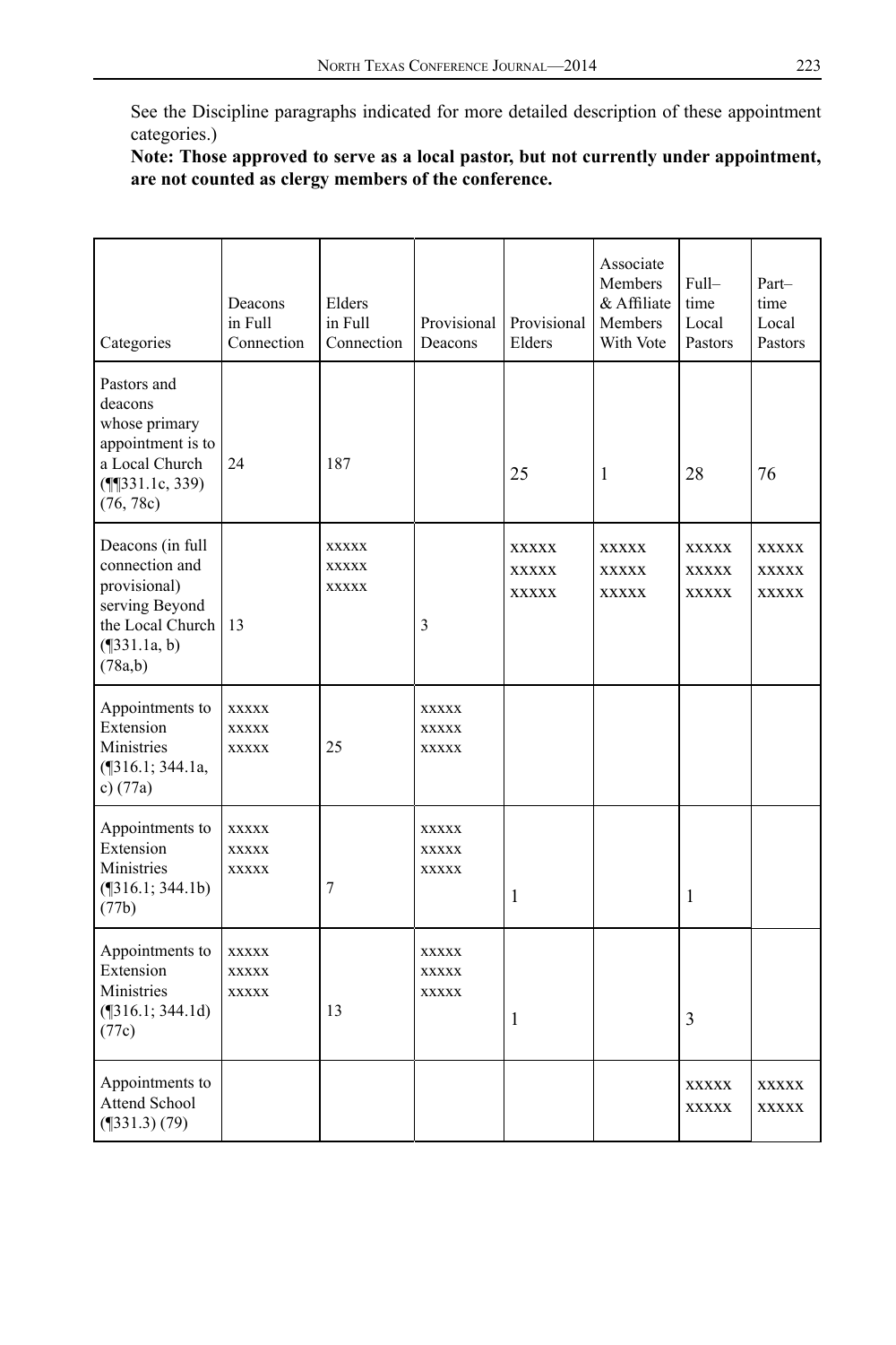See the Discipline paragraphs indicated for more detailed description of these appointment categories.)

**Note: Those approved to serve as a local pastor, but not currently under appointment, are not counted as clergy members of the conference.**

| Categories | Deacons in Full Connection | Elders in Full Connection | Provisional Deacons | Provisional Elders | Associate Members & Affiliate Members With Vote | Full–time Local Pastors | Part–time Local Pastors |
|---|---|---|---|---|---|---|---|
| Pastors and deacons whose primary appointment is to a Local Church (¶¶331.1c, 339) (76, 78c) | 24 | 187 | | 25 | 1 | 28 | 76 |
| Deacons (in full connection and provisional) serving Beyond the Local Church (¶331.1a, b) (78a,b) | 13 | xxxxx xxxxx xxxxx | 3 | xxxxx xxxxx xxxxx | xxxxx xxxxx xxxxx | xxxxx xxxxx xxxxx | xxxxx xxxxx xxxxx |
| Appointments to Extension Ministries (¶316.1; 344.1a, c) (77a) | xxxxx xxxxx xxxxx | 25 | xxxxx xxxxx xxxxx | | | | |
| Appointments to Extension Ministries (¶316.1; 344.1b) (77b) | xxxxx xxxxx xxxxx | 7 | xxxxx xxxxx xxxxx | 1 | | 1 | |
| Appointments to Extension Ministries (¶316.1; 344.1d) (77c) | xxxxx xxxxx xxxxx | 13 | xxxxx xxxxx xxxxx | 1 | | 3 | |
| Appointments to Attend School (¶331.3) (79) | | | | | | xxxxx xxxxx | xxxxx xxxxx |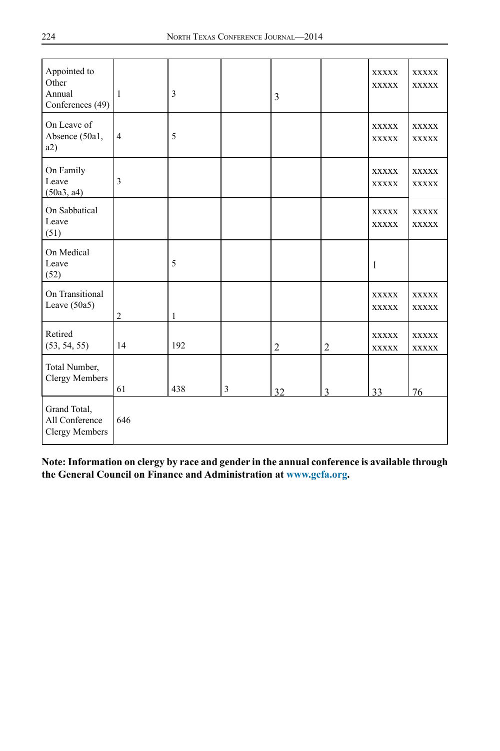| | | | | | | | |
|---|---|---|---|---|---|---|---|
| Appointed to Other Annual Conferences (49) | 1 | 3 | | 3 | | xxxxx xxxxx | xxxxx xxxxx |
| On Leave of Absence (50a1, a2) | 4 | 5 | | | | xxxxx xxxxx | xxxxx xxxxx |
| On Family Leave (50a3, a4) | 3 | | | | | xxxxx xxxxx | xxxxx xxxxx |
| On Sabbatical Leave (51) | | | | | | xxxxx xxxxx | xxxxx xxxxx |
| On Medical Leave (52) | | 5 | | | | 1 | |
| On Transitional Leave (50a5) | 2 | 1 | | | | xxxxx xxxxx | xxxxx xxxxx |
| Retired (53, 54, 55) | 14 | 192 | | 2 | 2 | xxxxx xxxxx | xxxxx xxxxx |
| Total Number, Clergy Members | 61 | 438 | 3 | 32 | 3 | 33 | 76 |
| Grand Total, All Conference Clergy Members | 646 | | | | | | |

**Note: Information on clergy by race and gender in the annual conference is available through the General Council on Finance and Administration at www.gcfa.org.**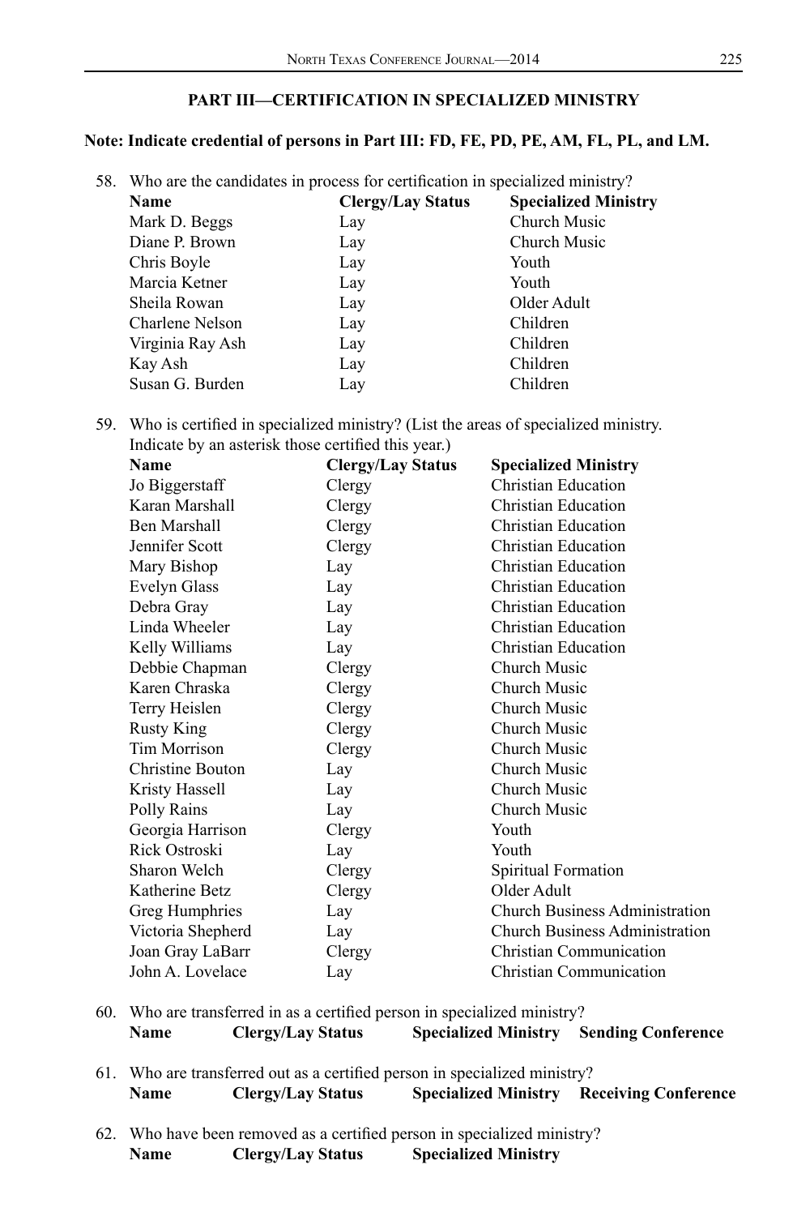## PART III—CERTIFICATION IN SPECIALIZED MINISTRY

**Note: Indicate credential of persons in Part III: FD, FE, PD, PE, AM, FL, PL, and LM.**

58. Who are the candidates in process for certification in specialized ministry?

| Name | Clergy/Lay Status | Specialized Ministry |
|---|---|---|
| Mark D. Beggs | Lay | Church Music |
| Diane P. Brown | Lay | Church Music |
| Chris Boyle | Lay | Youth |
| Marcia Ketner | Lay | Youth |
| Sheila Rowan | Lay | Older Adult |
| Charlene Nelson | Lay | Children |
| Virginia Ray Ash | Lay | Children |
| Kay Ash | Lay | Children |
| Susan G. Burden | Lay | Children |

59. Who is certified in specialized ministry? (List the areas of specialized ministry. Indicate by an asterisk those certified this year.)

| Name | Clergy/Lay Status | Specialized Ministry |
|---|---|---|
| Jo Biggerstaff | Clergy | Christian Education |
| Karan Marshall | Clergy | Christian Education |
| Ben Marshall | Clergy | Christian Education |
| Jennifer Scott | Clergy | Christian Education |
| Mary Bishop | Lay | Christian Education |
| Evelyn Glass | Lay | Christian Education |
| Debra Gray | Lay | Christian Education |
| Linda Wheeler | Lay | Christian Education |
| Kelly Williams | Lay | Christian Education |
| Debbie Chapman | Clergy | Church Music |
| Karen Chraska | Clergy | Church Music |
| Terry Heislen | Clergy | Church Music |
| Rusty King | Clergy | Church Music |
| Tim Morrison | Clergy | Church Music |
| Christine Bouton | Lay | Church Music |
| Kristy Hassell | Lay | Church Music |
| Polly Rains | Lay | Church Music |
| Georgia Harrison | Clergy | Youth |
| Rick Ostroski | Lay | Youth |
| Sharon Welch | Clergy | Spiritual Formation |
| Katherine Betz | Clergy | Older Adult |
| Greg Humphries | Lay | Church Business Administration |
| Victoria Shepherd | Lay | Church Business Administration |
| Joan Gray LaBarr | Clergy | Christian Communication |
| John A. Lovelace | Lay | Christian Communication |

60. Who are transferred in as a certified person in specialized ministry?

| Name | Clergy/Lay Status | Specialized Ministry | Sending Conference |
|---|---|---|---|

61. Who are transferred out as a certified person in specialized ministry?

| Name | Clergy/Lay Status | Specialized Ministry | Receiving Conference |
|---|---|---|---|

62. Who have been removed as a certified person in specialized ministry?

| Name | Clergy/Lay Status | Specialized Ministry |
|---|---|---|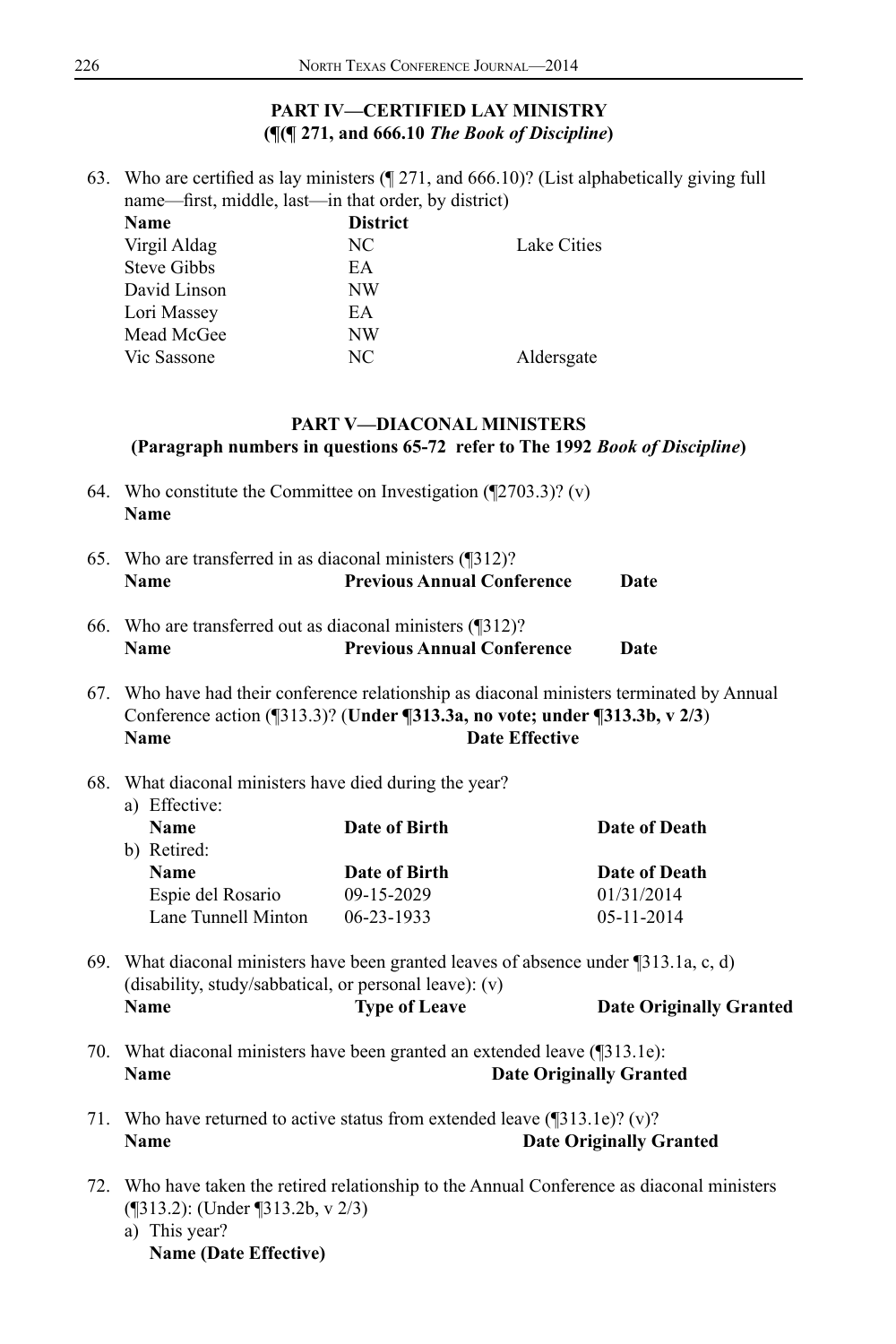## PART IV—CERTIFIED LAY MINISTRY
## (¶(¶ 271, and 666.10 *The Book of Discipline*)

63. Who are certified as lay ministers (¶ 271, and 666.10)? (List alphabetically giving full name—first, middle, last—in that order, by district)

| Name | District | |
|---|---|---|
| Virgil Aldag | NC | Lake Cities |
| Steve Gibbs | EA | |
| David Linson | NW | |
| Lori Massey | EA | |
| Mead McGee | NW | |
| Vic Sassone | NC | Aldersgate |

## PART V—DIACONAL MINISTERS
## (Paragraph numbers in questions 65-72 refer to The 1992 *Book of Discipline*)

64. Who constitute the Committee on Investigation (¶2703.3)? (v)
    **Name**

65. Who are transferred in as diaconal ministers (¶312)?

| Name | Previous Annual Conference | Date |
|---|---|---|

66. Who are transferred out as diaconal ministers (¶312)?

| Name | Previous Annual Conference | Date |
|---|---|---|

67. Who have had their conference relationship as diaconal ministers terminated by Annual Conference action (¶313.3)? (**Under ¶313.3a, no vote; under ¶313.3b, v 2/3**)

| Name | Date Effective |
|---|---|

68. What diaconal ministers have died during the year?
    a) Effective:

| Name | Date of Birth | Date of Death |
|---|---|---|

    b) Retired:

| Name | Date of Birth | Date of Death |
|---|---|---|
| Espie del Rosario | 09-15-2029 | 01/31/2014 |
| Lane Tunnell Minton | 06-23-1933 | 05-11-2014 |

69. What diaconal ministers have been granted leaves of absence under ¶313.1a, c, d) (disability, study/sabbatical, or personal leave): (v)

| Name | Type of Leave | Date Originally Granted |
|---|---|---|

70. What diaconal ministers have been granted an extended leave (¶313.1e):

| Name | Date Originally Granted |
|---|---|

71. Who have returned to active status from extended leave (¶313.1e)? (v)?

| Name | Date Originally Granted |
|---|---|

72. Who have taken the retired relationship to the Annual Conference as diaconal ministers (¶313.2): (Under ¶313.2b, v 2/3)
    a) This year?
    **Name (Date Effective)**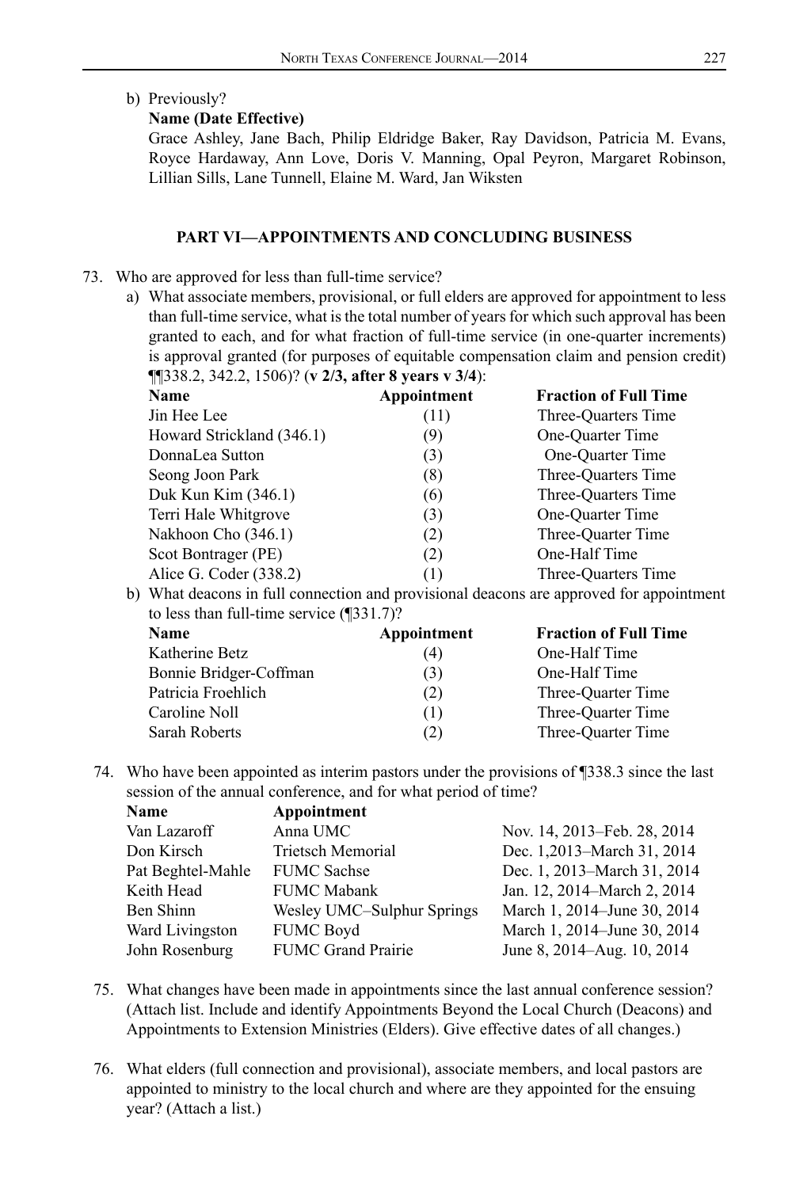b) Previously?

**Name (Date Effective)**

Grace Ashley, Jane Bach, Philip Eldridge Baker, Ray Davidson, Patricia M. Evans, Royce Hardaway, Ann Love, Doris V. Manning, Opal Peyron, Margaret Robinson, Lillian Sills, Lane Tunnell, Elaine M. Ward, Jan Wiksten

### PART VI—APPOINTMENTS AND CONCLUDING BUSINESS

73. Who are approved for less than full-time service?

a) What associate members, provisional, or full elders are approved for appointment to less than full-time service, what is the total number of years for which such approval has been granted to each, and for what fraction of full-time service (in one-quarter increments) is approval granted (for purposes of equitable compensation claim and pension credit) ¶¶338.2, 342.2, 1506)? (**v 2/3, after 8 years v 3/4**):

| Name | Appointment | Fraction of Full Time |
|---|---|---|
| Jin Hee Lee | (11) | Three-Quarters Time |
| Howard Strickland (346.1) | (9) | One-Quarter Time |
| DonnaLea Sutton | (3) | One-Quarter Time |
| Seong Joon Park | (8) | Three-Quarters Time |
| Duk Kun Kim (346.1) | (6) | Three-Quarters Time |
| Terri Hale Whitgrove | (3) | One-Quarter Time |
| Nakhoon Cho (346.1) | (2) | Three-Quarter Time |
| Scot Bontrager (PE) | (2) | One-Half Time |
| Alice G. Coder (338.2) | (1) | Three-Quarters Time |

b) What deacons in full connection and provisional deacons are approved for appointment to less than full-time service (¶331.7)?

| Name | Appointment | Fraction of Full Time |
|---|---|---|
| Katherine Betz | (4) | One-Half Time |
| Bonnie Bridger-Coffman | (3) | One-Half Time |
| Patricia Froehlich | (2) | Three-Quarter Time |
| Caroline Noll | (1) | Three-Quarter Time |
| Sarah Roberts | (2) | Three-Quarter Time |

74. Who have been appointed as interim pastors under the provisions of ¶338.3 since the last session of the annual conference, and for what period of time?

| Name | Appointment | |
|---|---|---|
| Van Lazaroff | Anna UMC | Nov. 14, 2013–Feb. 28, 2014 |
| Don Kirsch | Trietsch Memorial | Dec. 1,2013–March 31, 2014 |
| Pat Beghtel-Mahle | FUMC Sachse | Dec. 1, 2013–March 31, 2014 |
| Keith Head | FUMC Mabank | Jan. 12, 2014–March 2, 2014 |
| Ben Shinn | Wesley UMC–Sulphur Springs | March 1, 2014–June 30, 2014 |
| Ward Livingston | FUMC Boyd | March 1, 2014–June 30, 2014 |
| John Rosenburg | FUMC Grand Prairie | June 8, 2014–Aug. 10, 2014 |

75. What changes have been made in appointments since the last annual conference session? (Attach list. Include and identify Appointments Beyond the Local Church (Deacons) and Appointments to Extension Ministries (Elders). Give effective dates of all changes.)

76. What elders (full connection and provisional), associate members, and local pastors are appointed to ministry to the local church and where are they appointed for the ensuing year? (Attach a list.)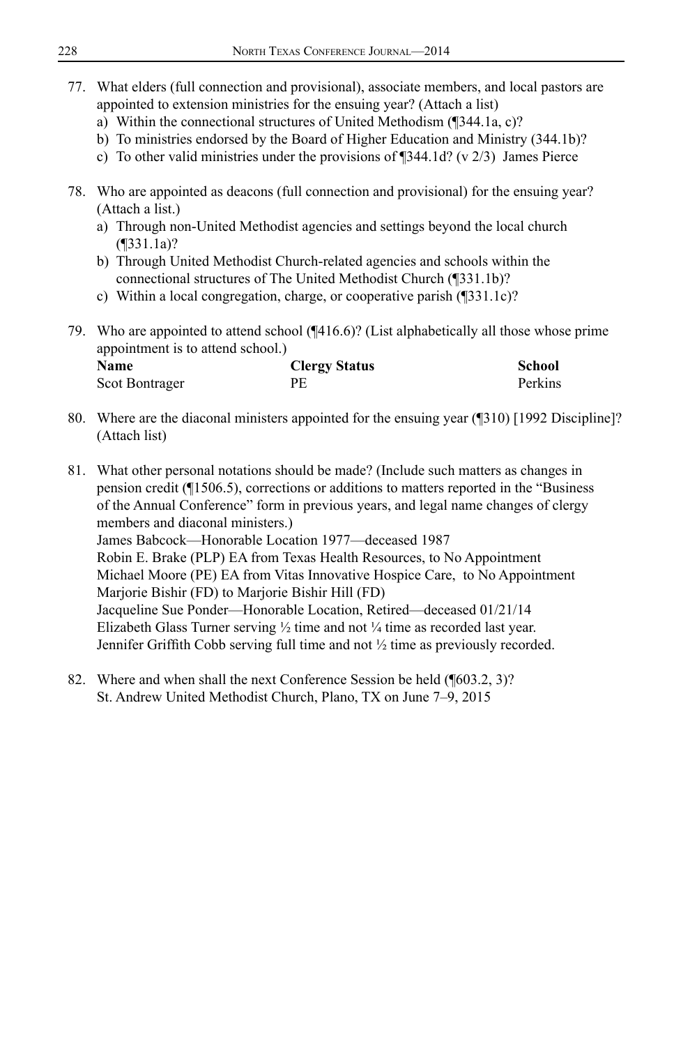77. What elders (full connection and provisional), associate members, and local pastors are appointed to extension ministries for the ensuing year? (Attach a list)
    a) Within the connectional structures of United Methodism (¶344.1a, c)?
    b) To ministries endorsed by the Board of Higher Education and Ministry (344.1b)?
    c) To other valid ministries under the provisions of ¶344.1d? (v 2/3) James Pierce

78. Who are appointed as deacons (full connection and provisional) for the ensuing year? (Attach a list.)
    a) Through non-United Methodist agencies and settings beyond the local church (¶331.1a)?
    b) Through United Methodist Church-related agencies and schools within the connectional structures of The United Methodist Church (¶331.1b)?
    c) Within a local congregation, charge, or cooperative parish (¶331.1c)?

79. Who are appointed to attend school (¶416.6)? (List alphabetically all those whose prime appointment is to attend school.)

| **Name** | **Clergy Status** | **School** |
|---|---|---|
| Scot Bontrager | PE | Perkins |

80. Where are the diaconal ministers appointed for the ensuing year (¶310) [1992 Discipline]? (Attach list)

81. What other personal notations should be made? (Include such matters as changes in pension credit (¶1506.5), corrections or additions to matters reported in the "Business of the Annual Conference" form in previous years, and legal name changes of clergy members and diaconal ministers.)
    James Babcock—Honorable Location 1977—deceased 1987
    Robin E. Brake (PLP) EA from Texas Health Resources, to No Appointment
    Michael Moore (PE) EA from Vitas Innovative Hospice Care, to No Appointment
    Marjorie Bishir (FD) to Marjorie Bishir Hill (FD)
    Jacqueline Sue Ponder—Honorable Location, Retired—deceased 01/21/14
    Elizabeth Glass Turner serving ½ time and not ¼ time as recorded last year.
    Jennifer Griffith Cobb serving full time and not ½ time as previously recorded.

82. Where and when shall the next Conference Session be held (¶603.2, 3)?
    St. Andrew United Methodist Church, Plano, TX on June 7–9, 2015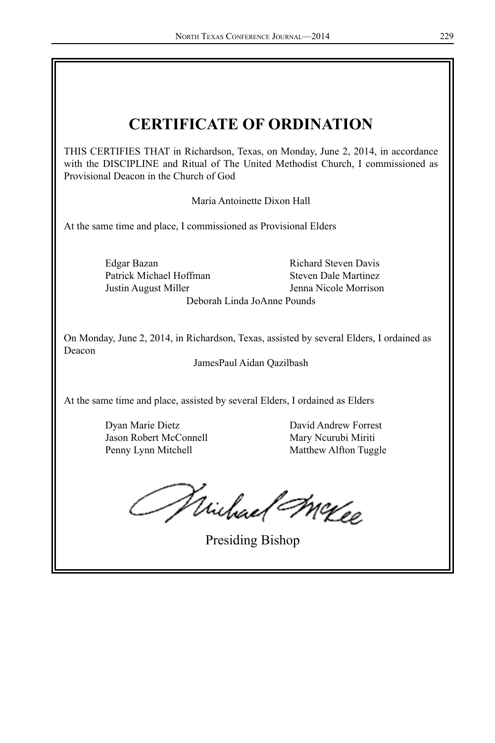# CERTIFICATE OF ORDINATION

THIS CERTIFIES THAT in Richardson, Texas, on Monday, June 2, 2014, in accordance with the DISCIPLINE and Ritual of The United Methodist Church, I commissioned as Provisional Deacon in the Church of God

Maria Antoinette Dixon Hall

At the same time and place, I commissioned as Provisional Elders

Edgar Bazan
Richard Steven Davis
Patrick Michael Hoffman
Steven Dale Martinez
Justin August Miller
Jenna Nicole Morrison
Deborah Linda JoAnne Pounds

On Monday, June 2, 2014, in Richardson, Texas, assisted by several Elders, I ordained as Deacon

JamesPaul Aidan Qazilbash

At the same time and place, assisted by several Elders, I ordained as Elders

Dyan Marie Dietz
David Andrew Forrest
Jason Robert McConnell
Mary Ncurubi Miriti
Penny Lynn Mitchell
Matthew Alfton Tuggle

Michael McKee

Presiding Bishop